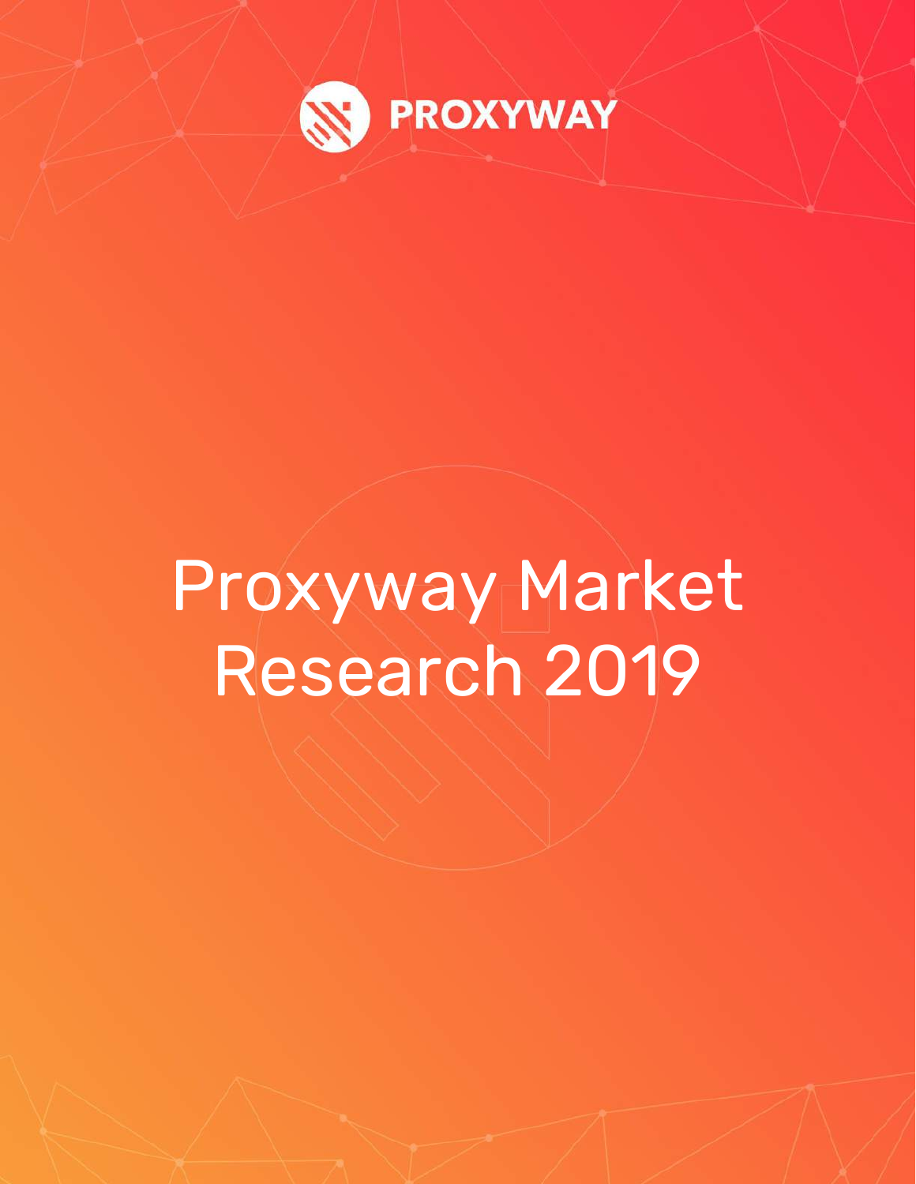PROXYWAY

# Proxyway Market Research 2019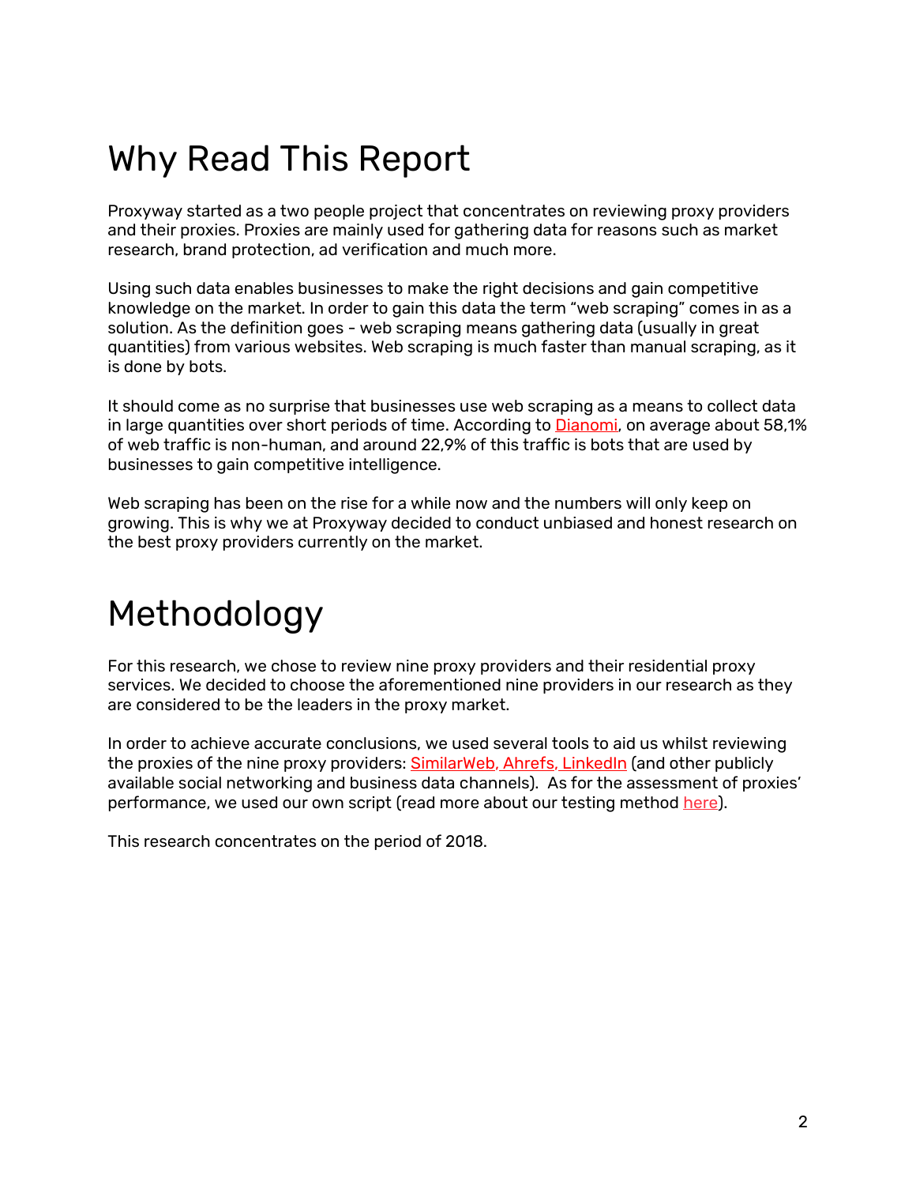# Why Read This Report

Proxyway started as a two people project that concentrates on reviewing proxy providers and their proxies. Proxies are mainly used for gathering data for reasons such as market research, brand protection, ad verification and much more.

Using such data enables businesses to make the right decisions and gain competitive knowledge on the market. In order to gain this data the term "web scraping" comes in as a solution. As the definition goes - web scraping means gathering data (usually in great quantities) from various websites. Web scraping is much faster than manual scraping, as it is done by bots.

It should come as no surprise that businesses use web scraping as a means to collect data in large quantities over short periods of time. According to Dianomi, on average about 58,1% of web traffic is non-human, and around 22,9% of this traffic is bots that are used by businesses to gain competitive intelligence.

Web scraping has been on the rise for a while now and the numbers will only keep on growing. This is why we at Proxyway decided to conduct unbiased and honest research on the best proxy providers currently on the market.

# Methodology

For this research, we chose to review nine proxy providers and their residential proxy services. We decided to choose the aforementioned nine providers in our research as they are considered to be the leaders in the proxy market.

In order to achieve accurate conclusions, we used several tools to aid us whilst reviewing the proxies of the nine proxy providers: SimilarWeb, Ahrefs, LinkedIn (and other publicly available social networking and business data channels). As for the assessment of proxies' performance, we used our own script (read more about our testing method here).

This research concentrates on the period of 2018.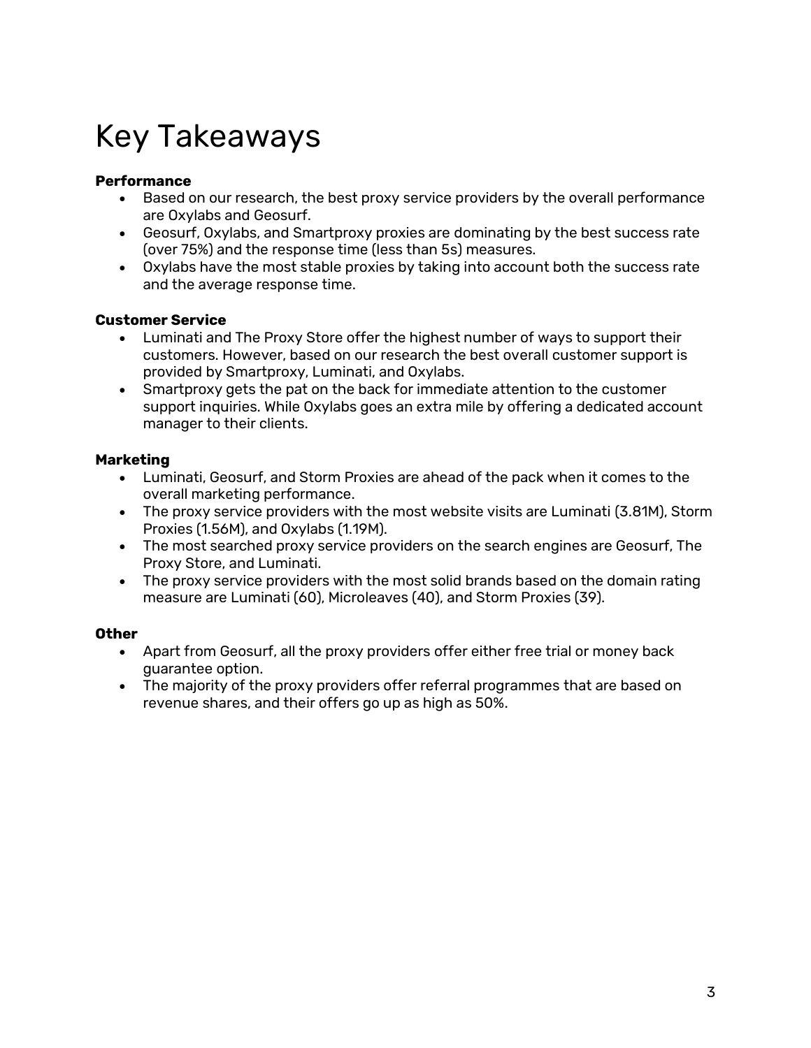# Key Takeaways

**Performance**

- Based on our research, the best proxy service providers by the overall performance are Oxylabs and Geosurf.
- Geosurf, Oxylabs, and Smartproxy proxies are dominating by the best success rate (over 75%) and the response time (less than 5s) measures.
- Oxylabs have the most stable proxies by taking into account both the success rate and the average response time.

**Customer Service**

- Luminati and The Proxy Store offer the highest number of ways to support their customers. However, based on our research the best overall customer support is provided by Smartproxy, Luminati, and Oxylabs.
- Smartproxy gets the pat on the back for immediate attention to the customer support inquiries. While Oxylabs goes an extra mile by offering a dedicated account manager to their clients.

**Marketing**

- Luminati, Geosurf, and Storm Proxies are ahead of the pack when it comes to the overall marketing performance.
- The proxy service providers with the most website visits are Luminati (3.81M), Storm Proxies (1.56M), and Oxylabs (1.19M).
- The most searched proxy service providers on the search engines are Geosurf, The Proxy Store, and Luminati.
- The proxy service providers with the most solid brands based on the domain rating measure are Luminati (60), Microleaves (40), and Storm Proxies (39).

**Other**

- Apart from Geosurf, all the proxy providers offer either free trial or money back guarantee option.
- The majority of the proxy providers offer referral programmes that are based on revenue shares, and their offers go up as high as 50%.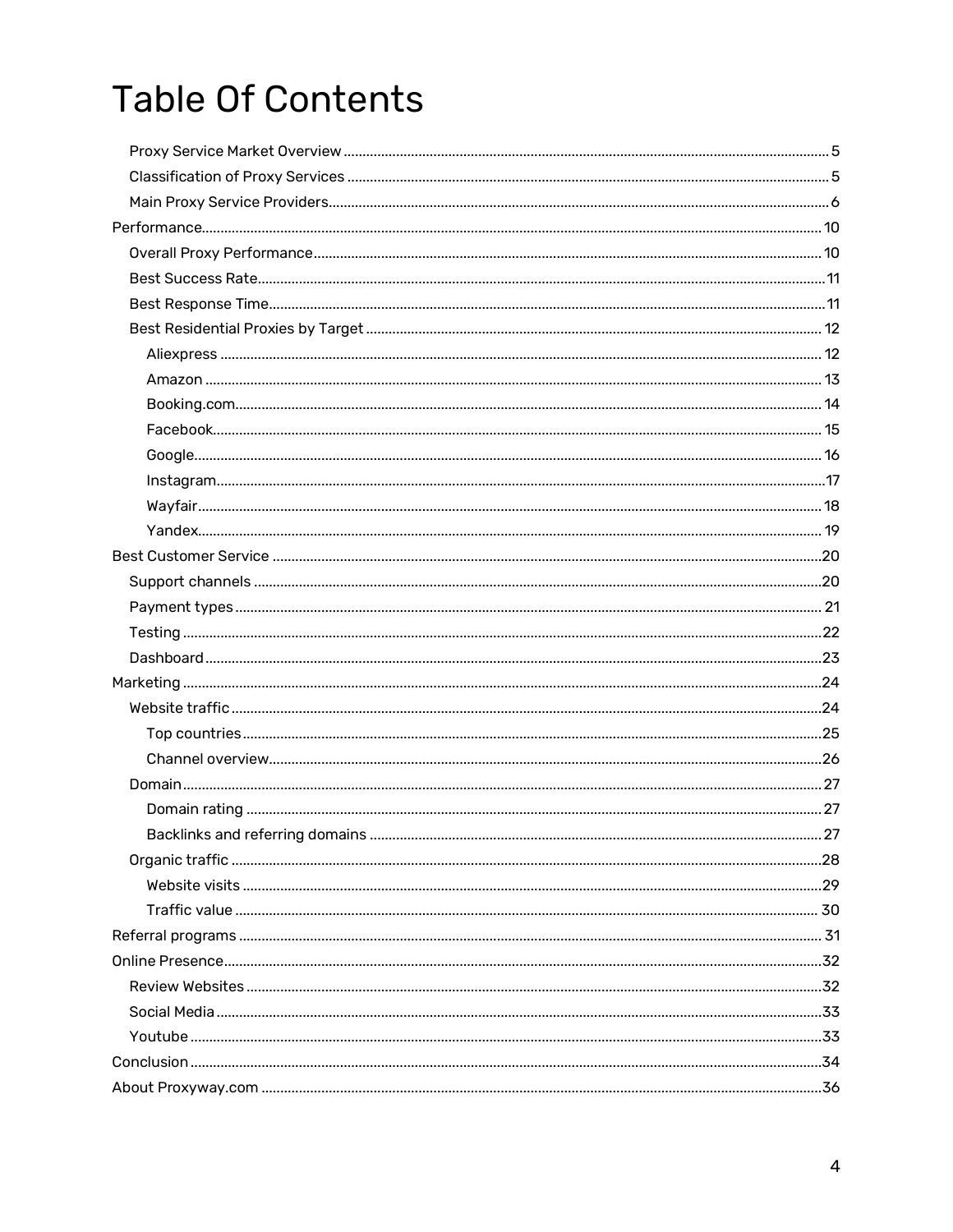# Table Of Contents

- Proxy Service Market Overview ... 5
- Classification of Proxy Services ... 5
- Main Proxy Service Providers ... 6

Performance ... 10

- Overall Proxy Performance ... 10
- Best Success Rate ... 11
- Best Response Time ... 11
- Best Residential Proxies by Target ... 12
  - Aliexpress ... 12
  - Amazon ... 13
  - Booking.com ... 14
  - Facebook ... 15
  - Google ... 16
  - Instagram ... 17
  - Wayfair ... 18
  - Yandex ... 19

Best Customer Service ... 20

- Support channels ... 20
- Payment types ... 21
- Testing ... 22
- Dashboard ... 23

Marketing ... 24

- Website traffic ... 24
  - Top countries ... 25
  - Channel overview ... 26
- Domain ... 27
  - Domain rating ... 27
  - Backlinks and referring domains ... 27
- Organic traffic ... 28
  - Website visits ... 29
  - Traffic value ... 30

Referral programs ... 31

Online Presence ... 32

- Review Websites ... 32
- Social Media ... 33
- Youtube ... 33

Conclusion ... 34

About Proxyway.com ... 36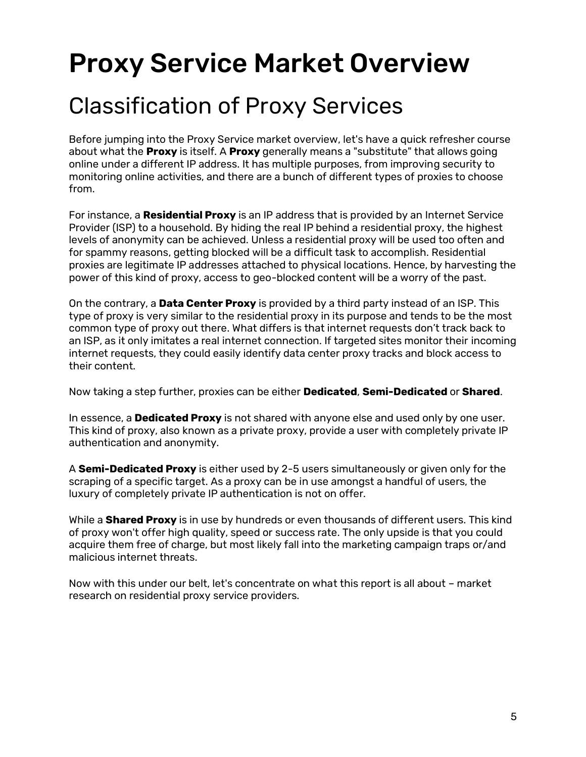# Proxy Service Market Overview

## Classification of Proxy Services

Before jumping into the Proxy Service market overview, let's have a quick refresher course about what the **Proxy** is itself. A **Proxy** generally means a "substitute" that allows going online under a different IP address. It has multiple purposes, from improving security to monitoring online activities, and there are a bunch of different types of proxies to choose from.

For instance, a **Residential Proxy** is an IP address that is provided by an Internet Service Provider (ISP) to a household. By hiding the real IP behind a residential proxy, the highest levels of anonymity can be achieved. Unless a residential proxy will be used too often and for spammy reasons, getting blocked will be a difficult task to accomplish. Residential proxies are legitimate IP addresses attached to physical locations. Hence, by harvesting the power of this kind of proxy, access to geo-blocked content will be a worry of the past.

On the contrary, a **Data Center Proxy** is provided by a third party instead of an ISP. This type of proxy is very similar to the residential proxy in its purpose and tends to be the most common type of proxy out there. What differs is that internet requests don't track back to an ISP, as it only imitates a real internet connection. If targeted sites monitor their incoming internet requests, they could easily identify data center proxy tracks and block access to their content.

Now taking a step further, proxies can be either **Dedicated**, **Semi-Dedicated** or **Shared**.

In essence, a **Dedicated Proxy** is not shared with anyone else and used only by one user. This kind of proxy, also known as a private proxy, provide a user with completely private IP authentication and anonymity.

A **Semi-Dedicated Proxy** is either used by 2-5 users simultaneously or given only for the scraping of a specific target. As a proxy can be in use amongst a handful of users, the luxury of completely private IP authentication is not on offer.

While a **Shared Proxy** is in use by hundreds or even thousands of different users. This kind of proxy won't offer high quality, speed or success rate. The only upside is that you could acquire them free of charge, but most likely fall into the marketing campaign traps or/and malicious internet threats.

Now with this under our belt, let's concentrate on what this report is all about – market research on residential proxy service providers.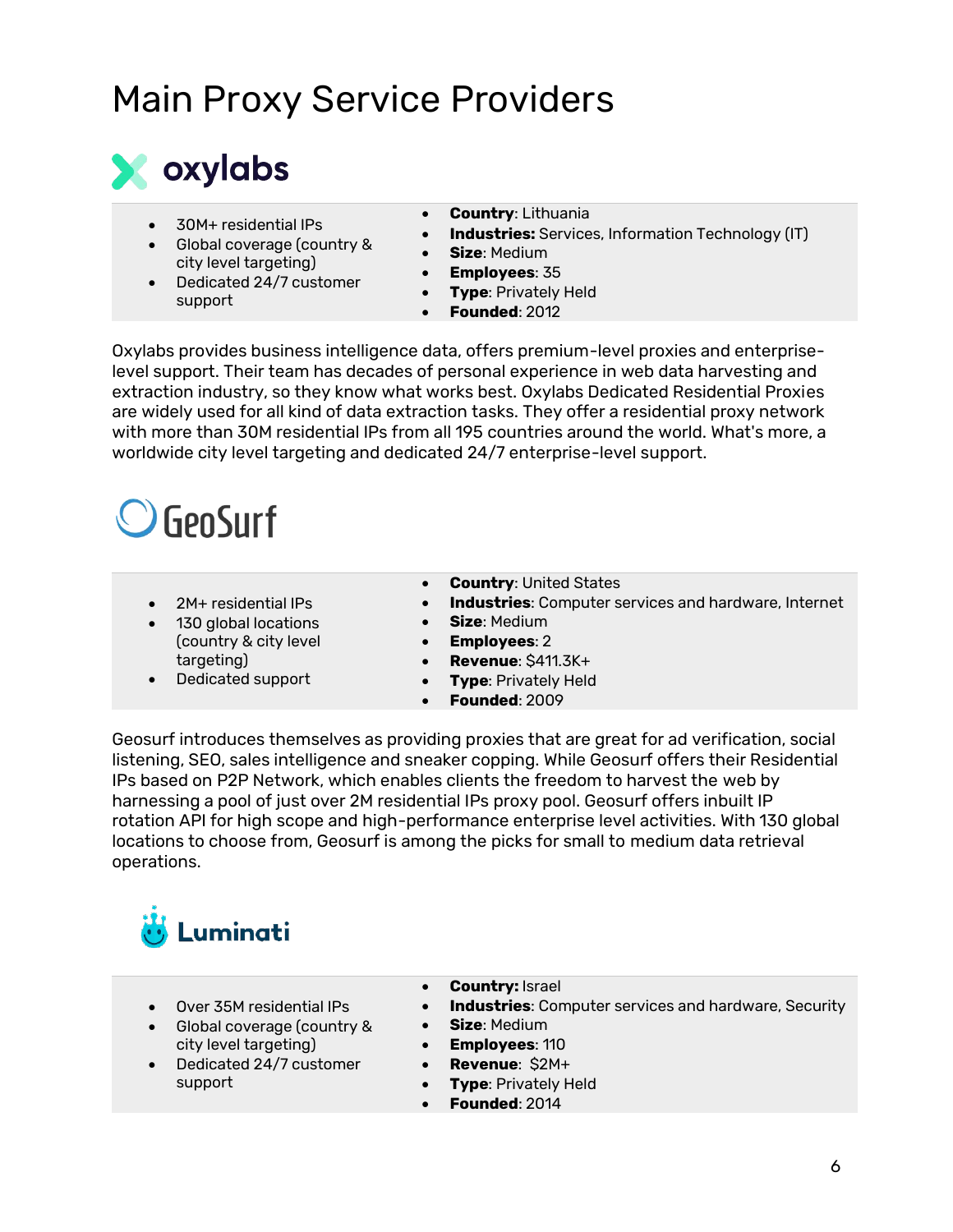# Main Proxy Service Providers

## oxylabs

| | |
|---|---|
| • 30M+ residential IPs<br>• Global coverage (country & city level targeting)<br>• Dedicated 24/7 customer support | • **Country**: Lithuania<br>• **Industries:** Services, Information Technology (IT)<br>• **Size**: Medium<br>• **Employees**: 35<br>• **Type**: Privately Held<br>• **Founded**: 2012 |

Oxylabs provides business intelligence data, offers premium-level proxies and enterprise-level support. Their team has decades of personal experience in web data harvesting and extraction industry, so they know what works best. Oxylabs Dedicated Residential Proxies are widely used for all kind of data extraction tasks. They offer a residential proxy network with more than 30M residential IPs from all 195 countries around the world. What's more, a worldwide city level targeting and dedicated 24/7 enterprise-level support.

## GeoSurf

| | |
|---|---|
| • 2M+ residential IPs<br>• 130 global locations (country & city level targeting)<br>• Dedicated support | • **Country**: United States<br>• **Industries**: Computer services and hardware, Internet<br>• **Size**: Medium<br>• **Employees**: 2<br>• **Revenue**: $411.3K+<br>• **Type**: Privately Held<br>• **Founded**: 2009 |

Geosurf introduces themselves as providing proxies that are great for ad verification, social listening, SEO, sales intelligence and sneaker copping. While Geosurf offers their Residential IPs based on P2P Network, which enables clients the freedom to harvest the web by harnessing a pool of just over 2M residential IPs proxy pool. Geosurf offers inbuilt IP rotation API for high scope and high-performance enterprise level activities. With 130 global locations to choose from, Geosurf is among the picks for small to medium data retrieval operations.

## Luminati

| | |
|---|---|
| • Over 35M residential IPs<br>• Global coverage (country & city level targeting)<br>• Dedicated 24/7 customer support | • **Country:** Israel<br>• **Industries**: Computer services and hardware, Security<br>• **Size**: Medium<br>• **Employees**: 110<br>• **Revenue**: $2M+<br>• **Type**: Privately Held<br>• **Founded**: 2014 |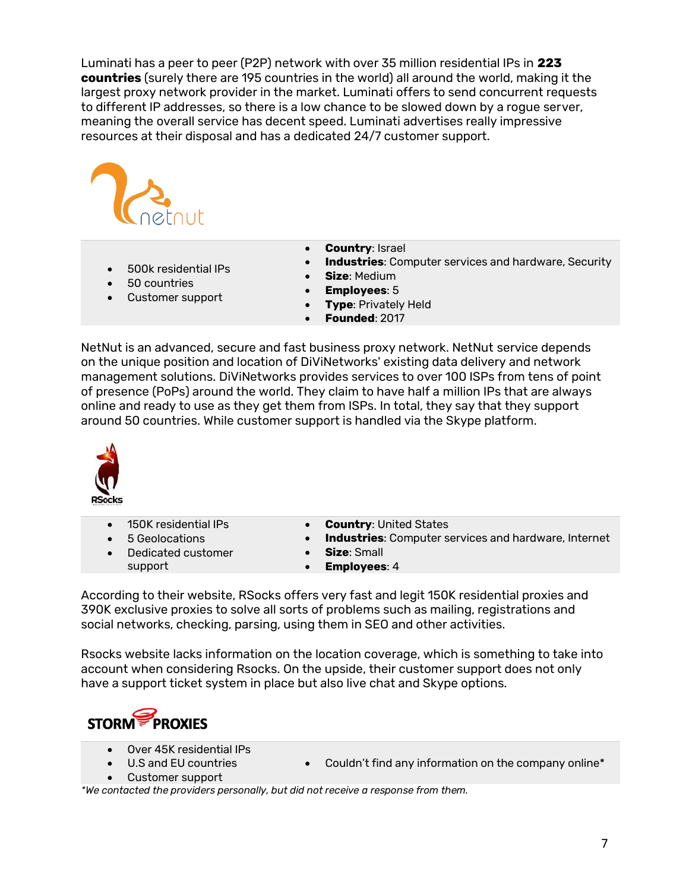Luminati has a peer to peer (P2P) network with over 35 million residential IPs in **223 countries** (surely there are 195 countries in the world) all around the world, making it the largest proxy network provider in the market. Luminati offers to send concurrent requests to different IP addresses, so there is a low chance to be slowed down by a rogue server, meaning the overall service has decent speed. Luminati advertises really impressive resources at their disposal and has a dedicated 24/7 customer support.

netnut

| | |
|---|---|
| • 500k residential IPs<br>• 50 countries<br>• Customer support | • **Country**: Israel<br>• **Industries**: Computer services and hardware, Security<br>• **Size**: Medium<br>• **Employees**: 5<br>• **Type**: Privately Held<br>• **Founded**: 2017 |

NetNut is an advanced, secure and fast business proxy network. NetNut service depends on the unique position and location of DiViNetworks' existing data delivery and network management solutions. DiViNetworks provides services to over 100 ISPs from tens of point of presence (PoPs) around the world. They claim to have half a million IPs that are always online and ready to use as they get them from ISPs. In total, they say that they support around 50 countries. While customer support is handled via the Skype platform.

RSocks

| | |
|---|---|
| • 150K residential IPs<br>• 5 Geolocations<br>• Dedicated customer support | • **Country**: United States<br>• **Industries**: Computer services and hardware, Internet<br>• **Size**: Small<br>• **Employees**: 4 |

According to their website, RSocks offers very fast and legit 150K residential proxies and 390K exclusive proxies to solve all sorts of problems such as mailing, registrations and social networks, checking, parsing, using them in SEO and other activities.

Rsocks website lacks information on the location coverage, which is something to take into account when considering Rsocks. On the upside, their customer support does not only have a support ticket system in place but also live chat and Skype options.

STORM PROXIES

| | |
|---|---|
| • Over 45K residential IPs<br>• U.S and EU countries<br>• Customer support | • Couldn't find any information on the company online* |

*\*We contacted the providers personally, but did not receive a response from them.*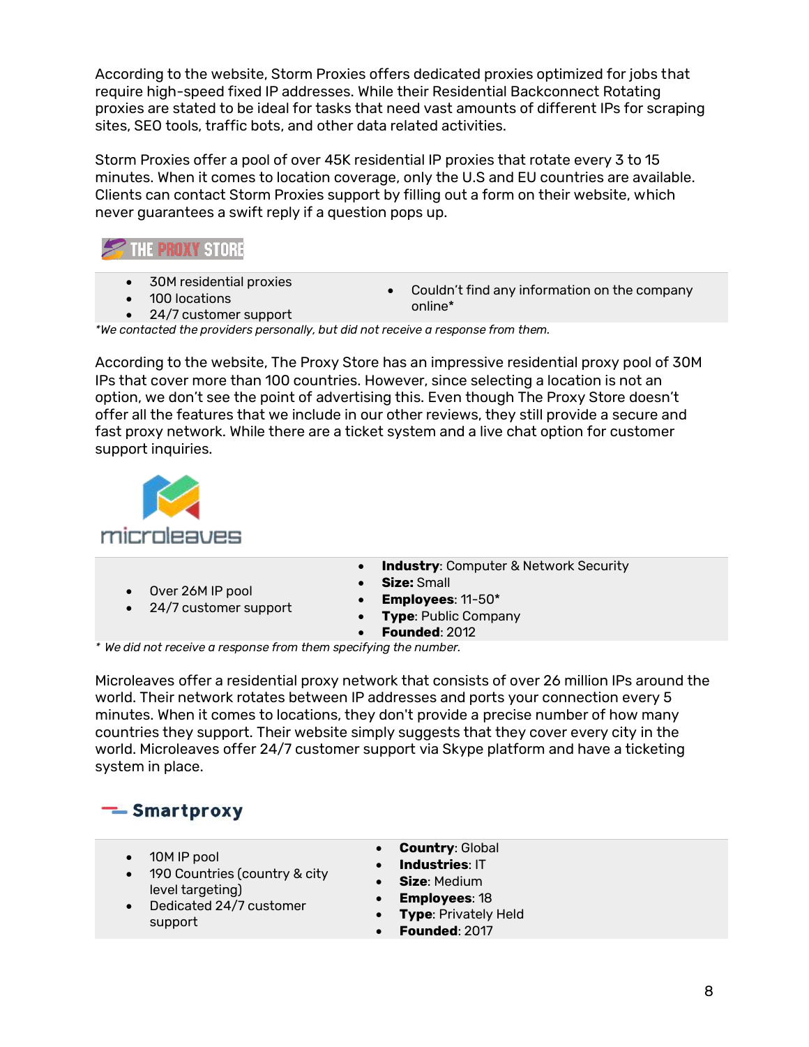According to the website, Storm Proxies offers dedicated proxies optimized for jobs that require high-speed fixed IP addresses. While their Residential Backconnect Rotating proxies are stated to be ideal for tasks that need vast amounts of different IPs for scraping sites, SEO tools, traffic bots, and other data related activities.

Storm Proxies offer a pool of over 45K residential IP proxies that rotate every 3 to 15 minutes. When it comes to location coverage, only the U.S and EU countries are available. Clients can contact Storm Proxies support by filling out a form on their website, which never guarantees a swift reply if a question pops up.

## THE PROXY STORE

| | |
|---|---|
| • 30M residential proxies<br>• 100 locations<br>• 24/7 customer support | • Couldn't find any information on the company online* |

*\*We contacted the providers personally, but did not receive a response from them.*

According to the website, The Proxy Store has an impressive residential proxy pool of 30M IPs that cover more than 100 countries. However, since selecting a location is not an option, we don't see the point of advertising this. Even though The Proxy Store doesn't offer all the features that we include in our other reviews, they still provide a secure and fast proxy network. While there are a ticket system and a live chat option for customer support inquiries.

## microleaves

| | |
|---|---|
| • Over 26M IP pool<br>• 24/7 customer support | • **Industry**: Computer & Network Security<br>• **Size:** Small<br>• **Employees**: 11-50*<br>• **Type**: Public Company<br>• **Founded**: 2012 |

*\* We did not receive a response from them specifying the number.*

Microleaves offer a residential proxy network that consists of over 26 million IPs around the world. Their network rotates between IP addresses and ports your connection every 5 minutes. When it comes to locations, they don't provide a precise number of how many countries they support. Their website simply suggests that they cover every city in the world. Microleaves offer 24/7 customer support via Skype platform and have a ticketing system in place.

## Smartproxy

| | |
|---|---|
| • 10M IP pool<br>• 190 Countries (country & city level targeting)<br>• Dedicated 24/7 customer support | • **Country**: Global<br>• **Industries**: IT<br>• **Size**: Medium<br>• **Employees**: 18<br>• **Type**: Privately Held<br>• **Founded**: 2017 |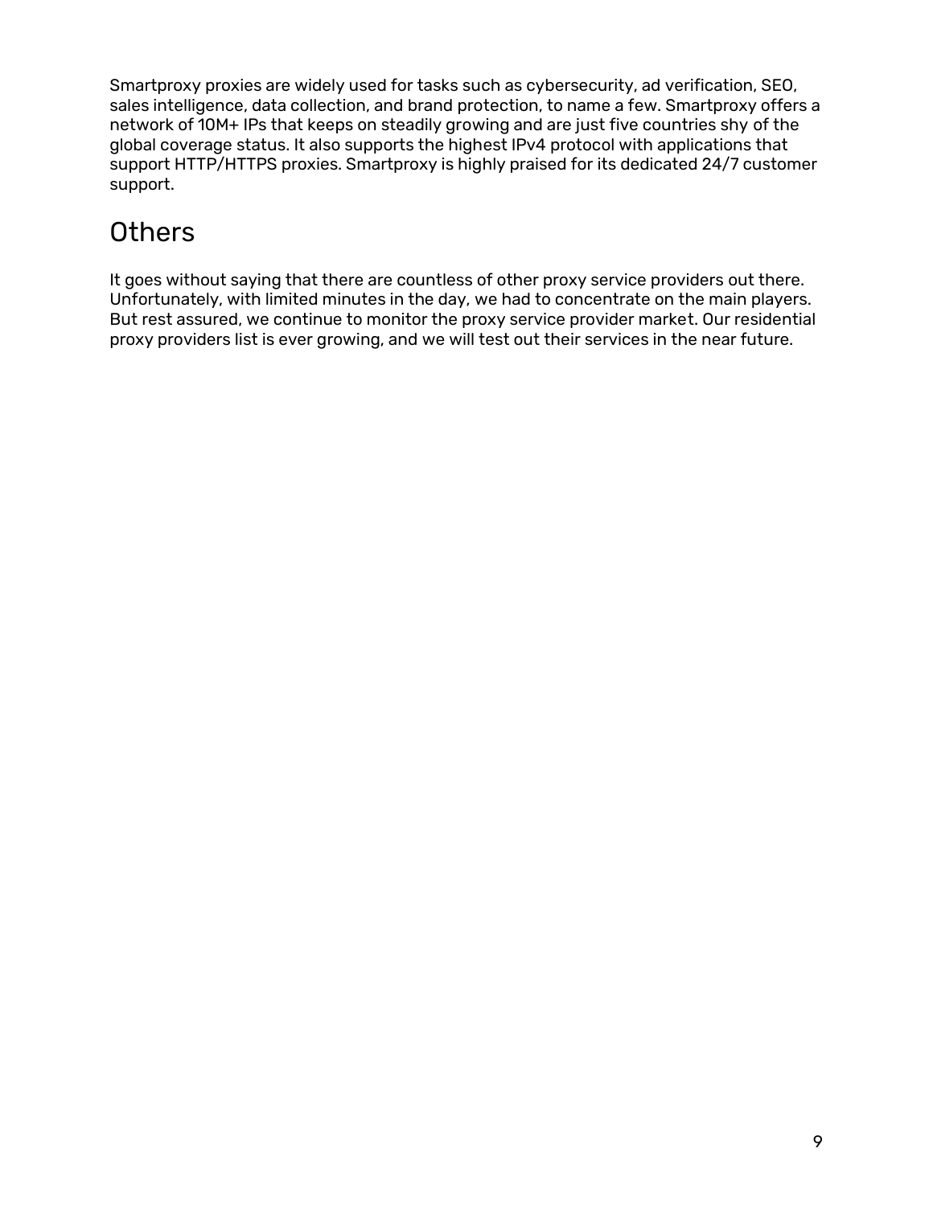Smartproxy proxies are widely used for tasks such as cybersecurity, ad verification, SEO, sales intelligence, data collection, and brand protection, to name a few. Smartproxy offers a network of 10M+ IPs that keeps on steadily growing and are just five countries shy of the global coverage status. It also supports the highest IPv4 protocol with applications that support HTTP/HTTPS proxies. Smartproxy is highly praised for its dedicated 24/7 customer support.

## Others

It goes without saying that there are countless of other proxy service providers out there. Unfortunately, with limited minutes in the day, we had to concentrate on the main players. But rest assured, we continue to monitor the proxy service provider market. Our residential proxy providers list is ever growing, and we will test out their services in the near future.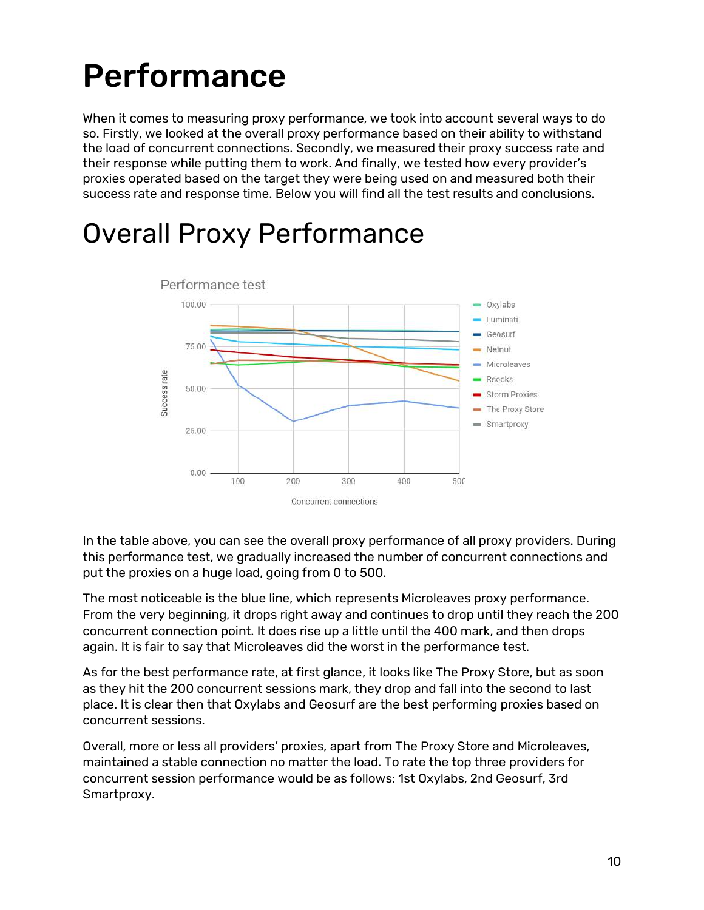# Performance

When it comes to measuring proxy performance, we took into account several ways to do so. Firstly, we looked at the overall proxy performance based on their ability to withstand the load of concurrent connections. Secondly, we measured their proxy success rate and their response while putting them to work. And finally, we tested how every provider's proxies operated based on the target they were being used on and measured both their success rate and response time. Below you will find all the test results and conclusions.

## Overall Proxy Performance

In the table above, you can see the overall proxy performance of all proxy providers. During this performance test, we gradually increased the number of concurrent connections and put the proxies on a huge load, going from 0 to 500.

The most noticeable is the blue line, which represents Microleaves proxy performance. From the very beginning, it drops right away and continues to drop until they reach the 200 concurrent connection point. It does rise up a little until the 400 mark, and then drops again. It is fair to say that Microleaves did the worst in the performance test.

As for the best performance rate, at first glance, it looks like The Proxy Store, but as soon as they hit the 200 concurrent sessions mark, they drop and fall into the second to last place. It is clear then that Oxylabs and Geosurf are the best performing proxies based on concurrent sessions.

Overall, more or less all providers' proxies, apart from The Proxy Store and Microleaves, maintained a stable connection no matter the load. To rate the top three providers for concurrent session performance would be as follows: 1st Oxylabs, 2nd Geosurf, 3rd Smartproxy.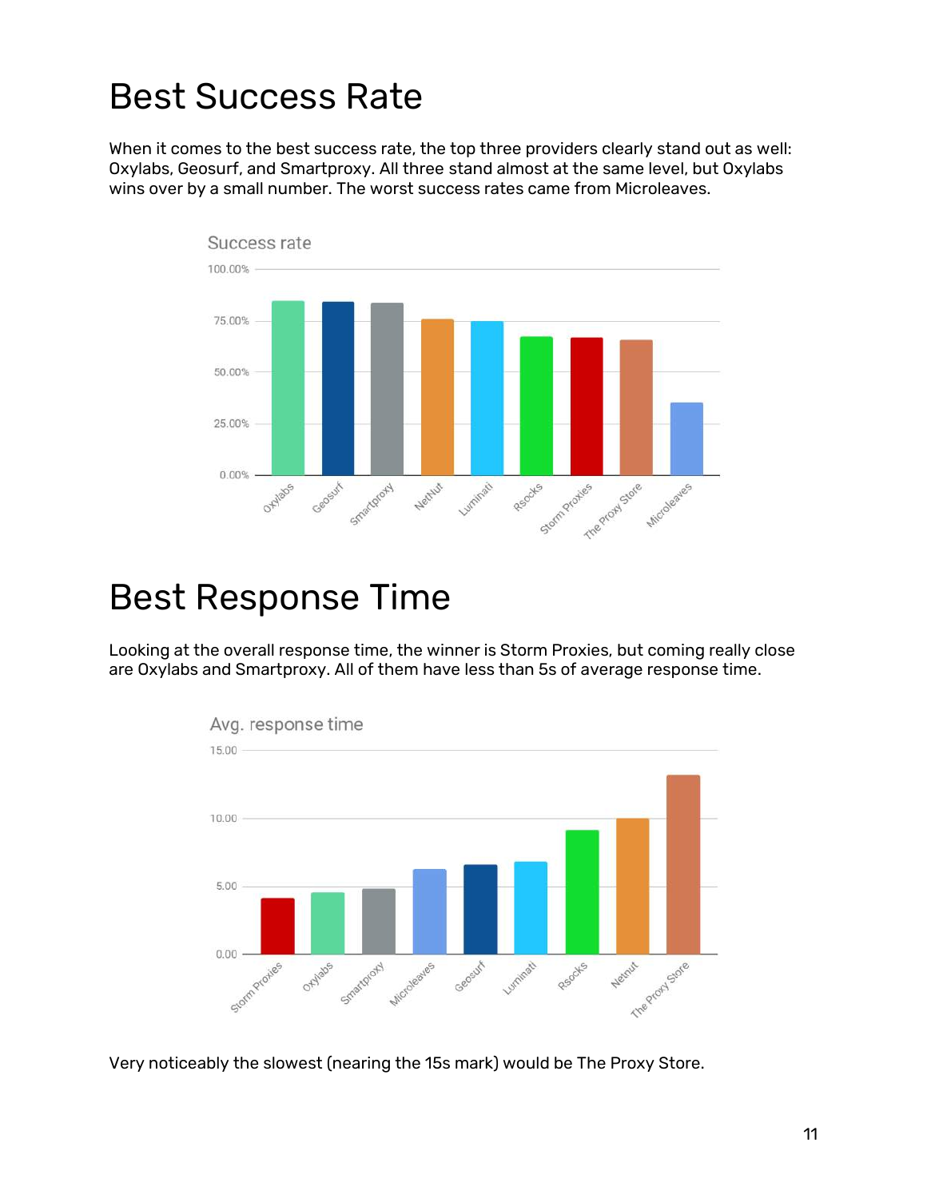# Best Success Rate

When it comes to the best success rate, the top three providers clearly stand out as well: Oxylabs, Geosurf, and Smartproxy. All three stand almost at the same level, but Oxylabs wins over by a small number. The worst success rates came from Microleaves.

# Best Response Time

Looking at the overall response time, the winner is Storm Proxies, but coming really close are Oxylabs and Smartproxy. All of them have less than 5s of average response time.

Very noticeably the slowest (nearing the 15s mark) would be The Proxy Store.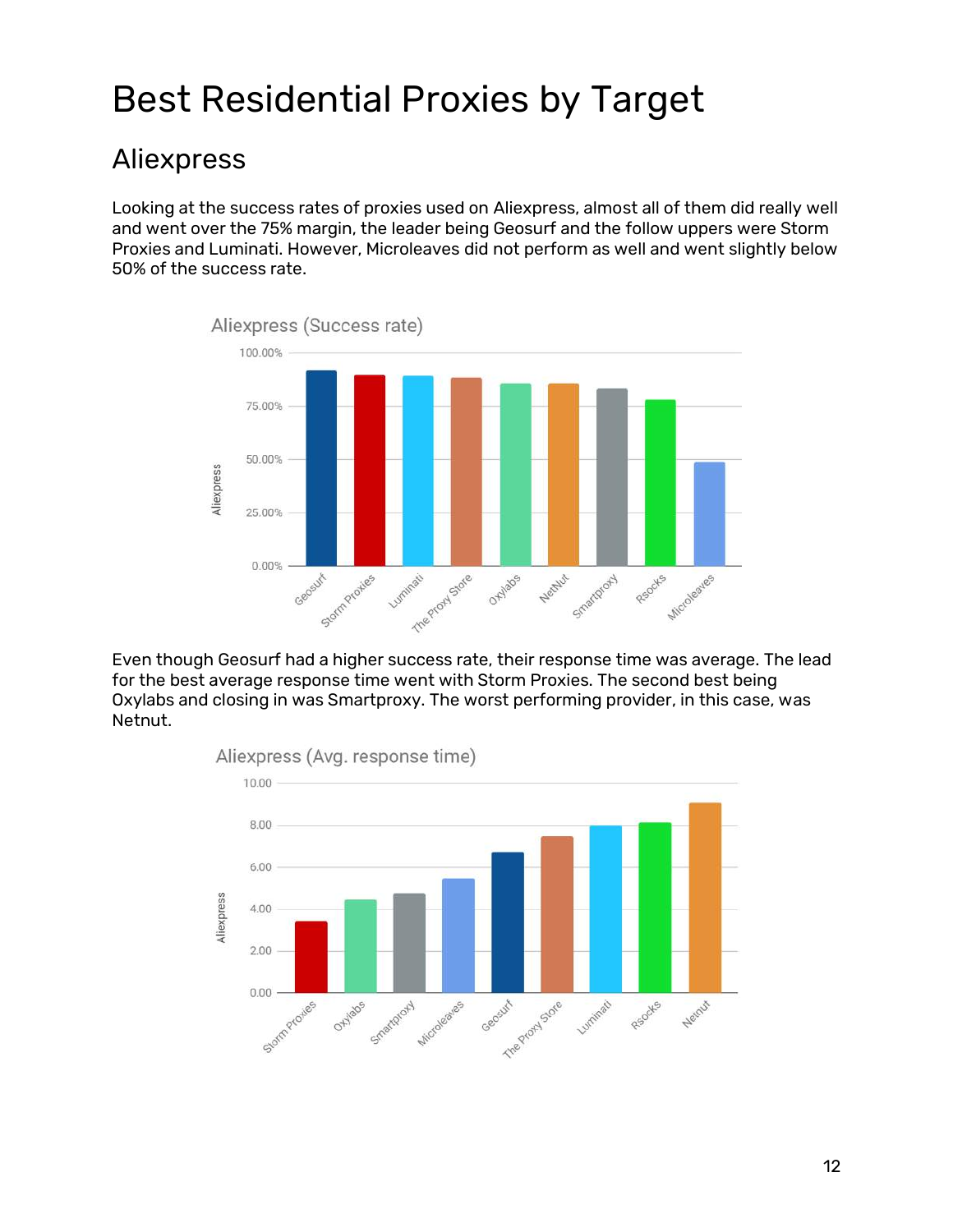# Best Residential Proxies by Target

## Aliexpress

Looking at the success rates of proxies used on Aliexpress, almost all of them did really well and went over the 75% margin, the leader being Geosurf and the follow uppers were Storm Proxies and Luminati. However, Microleaves did not perform as well and went slightly below 50% of the success rate.

Even though Geosurf had a higher success rate, their response time was average. The lead for the best average response time went with Storm Proxies. The second best being Oxylabs and closing in was Smartproxy. The worst performing provider, in this case, was Netnut.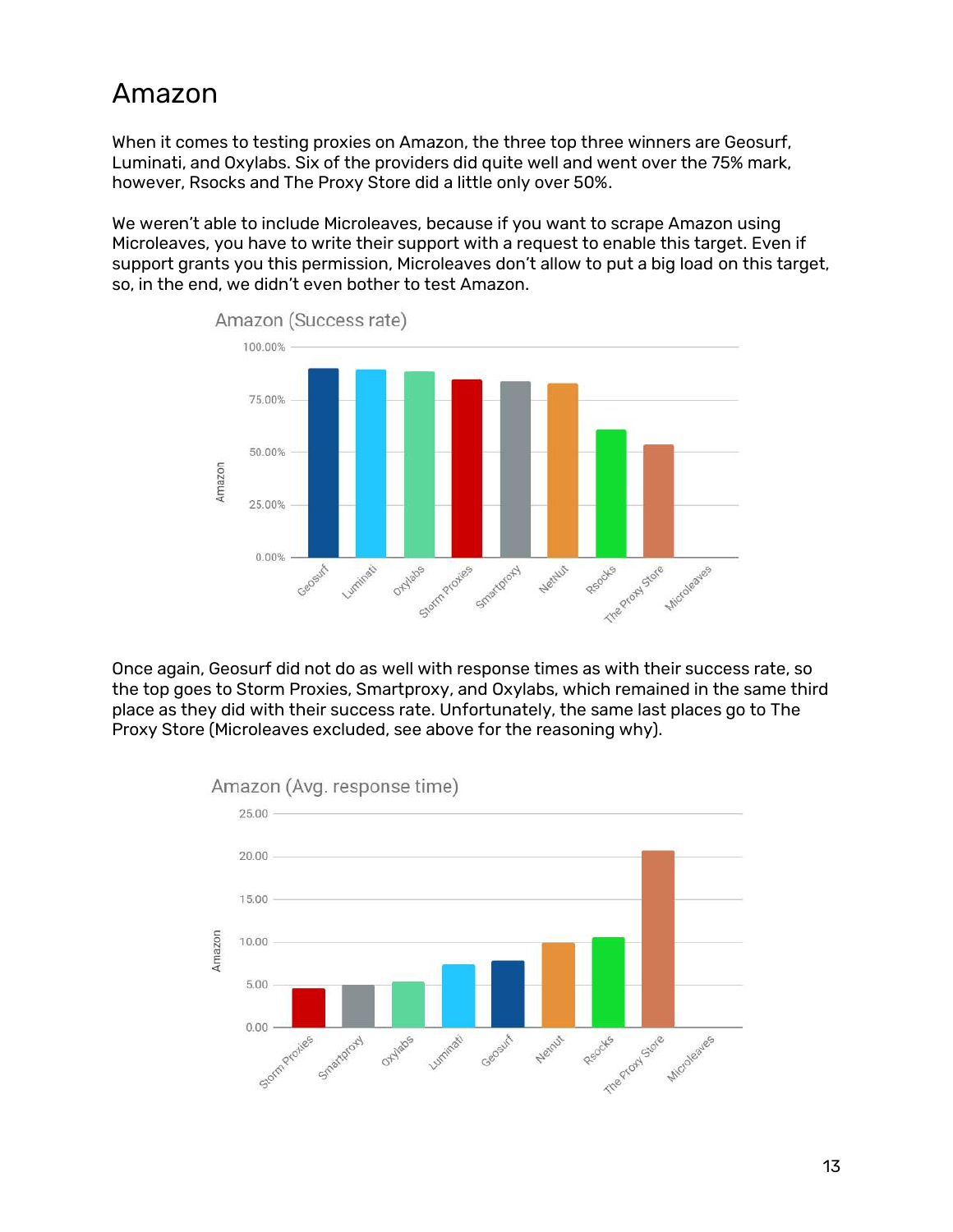# Amazon

When it comes to testing proxies on Amazon, the three top three winners are Geosurf, Luminati, and Oxylabs. Six of the providers did quite well and went over the 75% mark, however, Rsocks and The Proxy Store did a little only over 50%.

We weren't able to include Microleaves, because if you want to scrape Amazon using Microleaves, you have to write their support with a request to enable this target. Even if support grants you this permission, Microleaves don't allow to put a big load on this target, so, in the end, we didn't even bother to test Amazon.

Once again, Geosurf did not do as well with response times as with their success rate, so the top goes to Storm Proxies, Smartproxy, and Oxylabs, which remained in the same third place as they did with their success rate. Unfortunately, the same last places go to The Proxy Store (Microleaves excluded, see above for the reasoning why).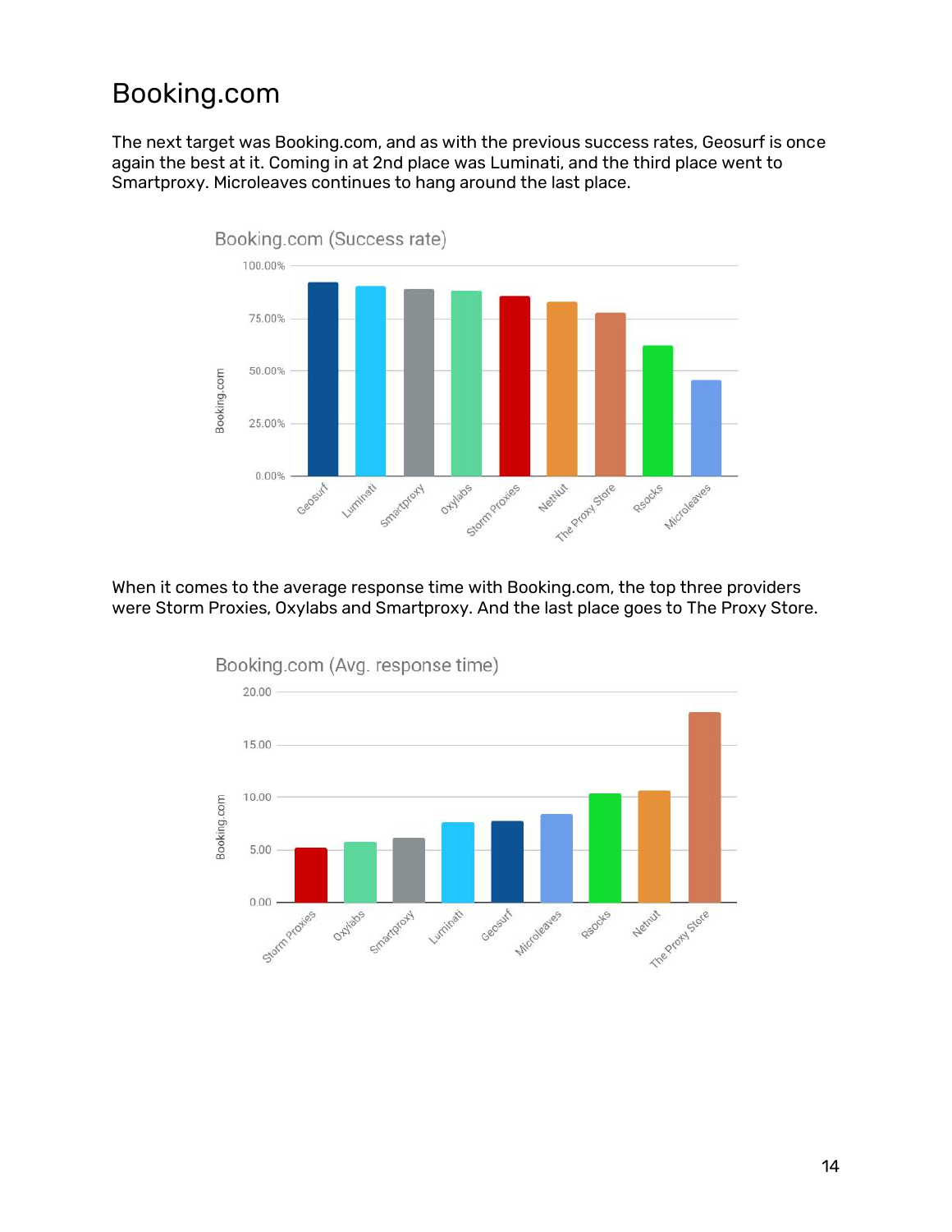## Booking.com

The next target was Booking.com, and as with the previous success rates, Geosurf is once again the best at it. Coming in at 2nd place was Luminati, and the third place went to Smartproxy. Microleaves continues to hang around the last place.

When it comes to the average response time with Booking.com, the top three providers were Storm Proxies, Oxylabs and Smartproxy. And the last place goes to The Proxy Store.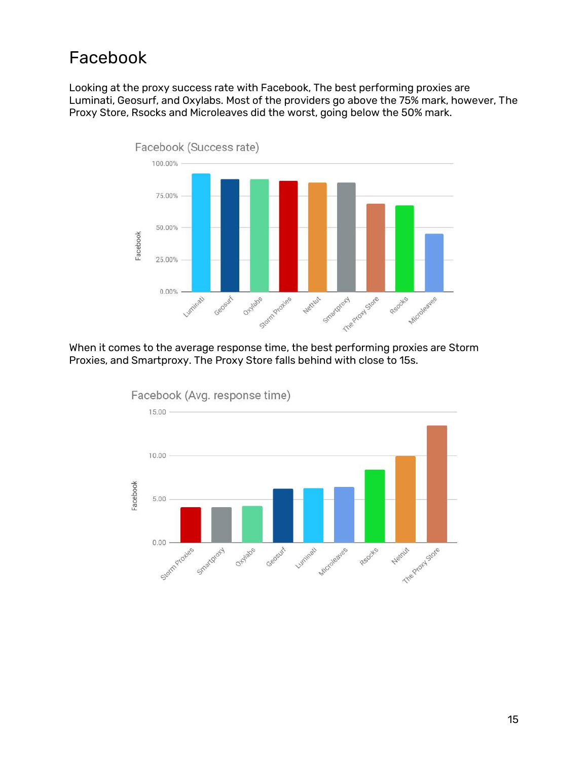# Facebook

Looking at the proxy success rate with Facebook, The best performing proxies are Luminati, Geosurf, and Oxylabs. Most of the providers go above the 75% mark, however, The Proxy Store, Rsocks and Microleaves did the worst, going below the 50% mark.

When it comes to the average response time, the best performing proxies are Storm Proxies, and Smartproxy. The Proxy Store falls behind with close to 15s.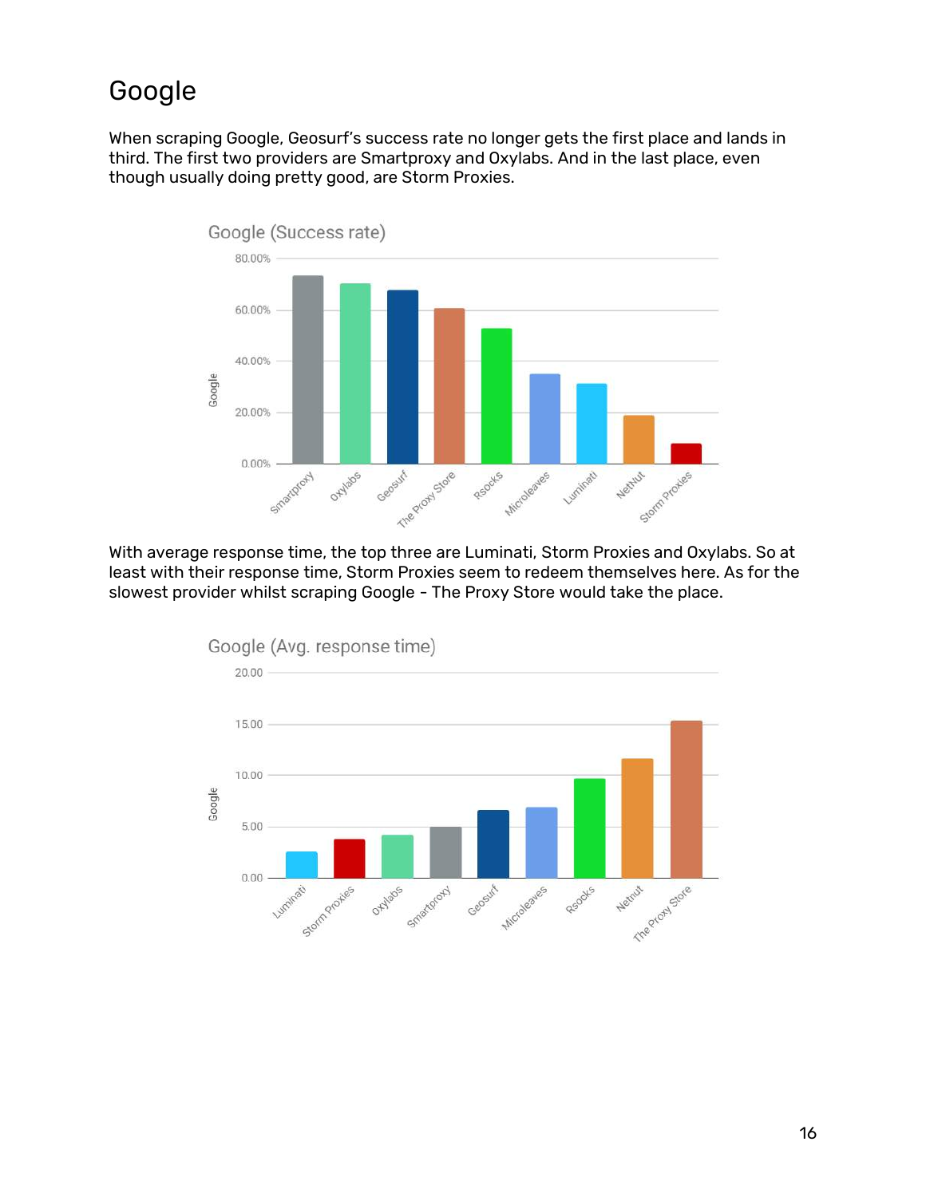# Google

When scraping Google, Geosurf's success rate no longer gets the first place and lands in third. The first two providers are Smartproxy and Oxylabs. And in the last place, even though usually doing pretty good, are Storm Proxies.

With average response time, the top three are Luminati, Storm Proxies and Oxylabs. So at least with their response time, Storm Proxies seem to redeem themselves here. As for the slowest provider whilst scraping Google - The Proxy Store would take the place.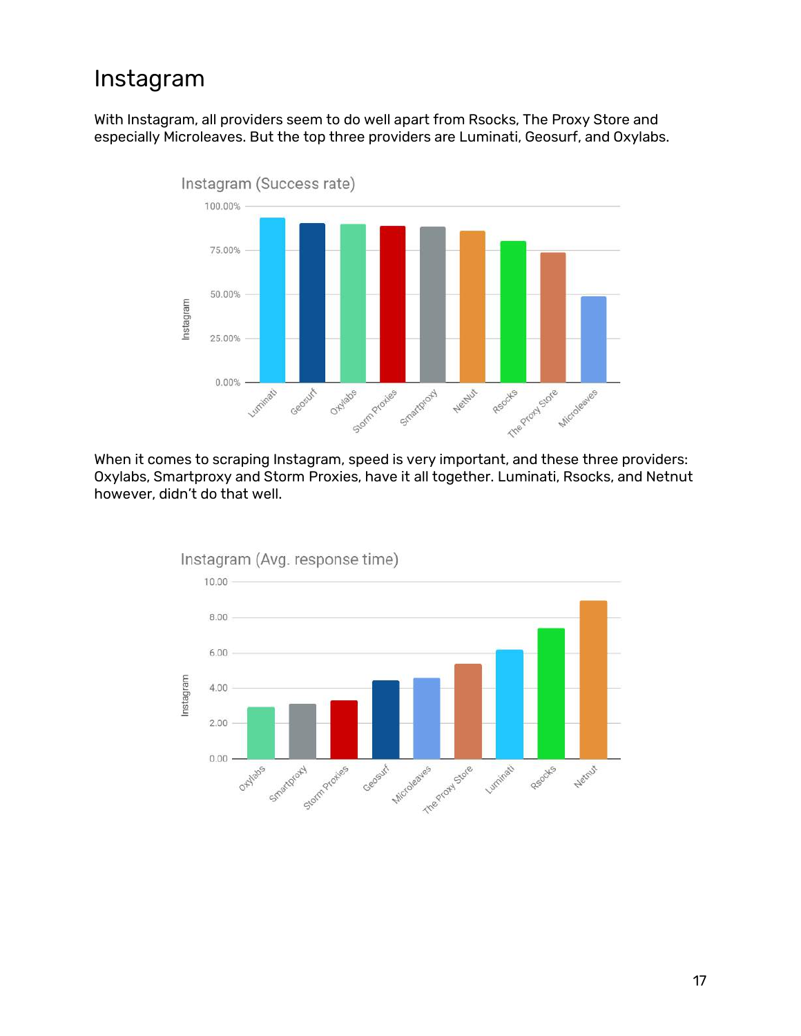# Instagram

With Instagram, all providers seem to do well apart from Rsocks, The Proxy Store and especially Microleaves. But the top three providers are Luminati, Geosurf, and Oxylabs.

When it comes to scraping Instagram, speed is very important, and these three providers: Oxylabs, Smartproxy and Storm Proxies, have it all together. Luminati, Rsocks, and Netnut however, didn't do that well.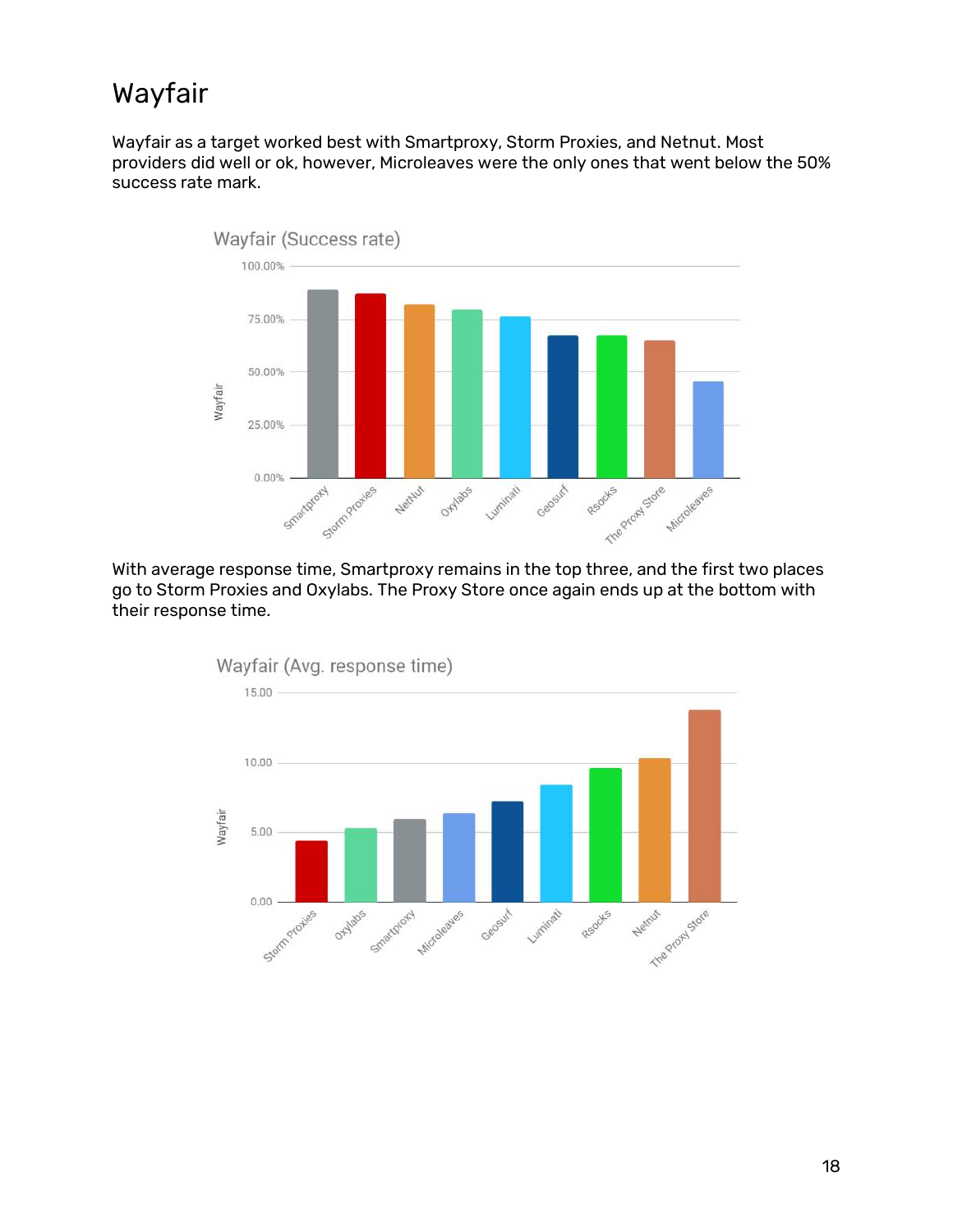# Wayfair

Wayfair as a target worked best with Smartproxy, Storm Proxies, and Netnut. Most providers did well or ok, however, Microleaves were the only ones that went below the 50% success rate mark.

With average response time, Smartproxy remains in the top three, and the first two places go to Storm Proxies and Oxylabs. The Proxy Store once again ends up at the bottom with their response time.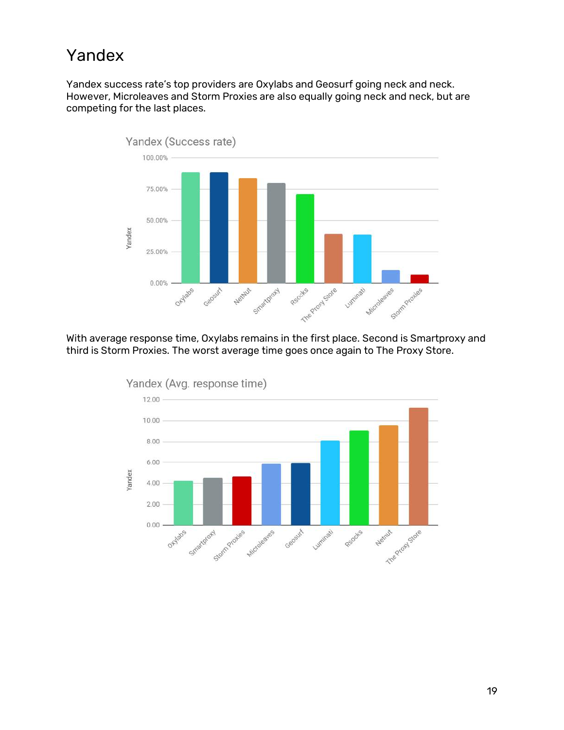# Yandex

Yandex success rate's top providers are Oxylabs and Geosurf going neck and neck. However, Microleaves and Storm Proxies are also equally going neck and neck, but are competing for the last places.

With average response time, Oxylabs remains in the first place. Second is Smartproxy and third is Storm Proxies. The worst average time goes once again to The Proxy Store.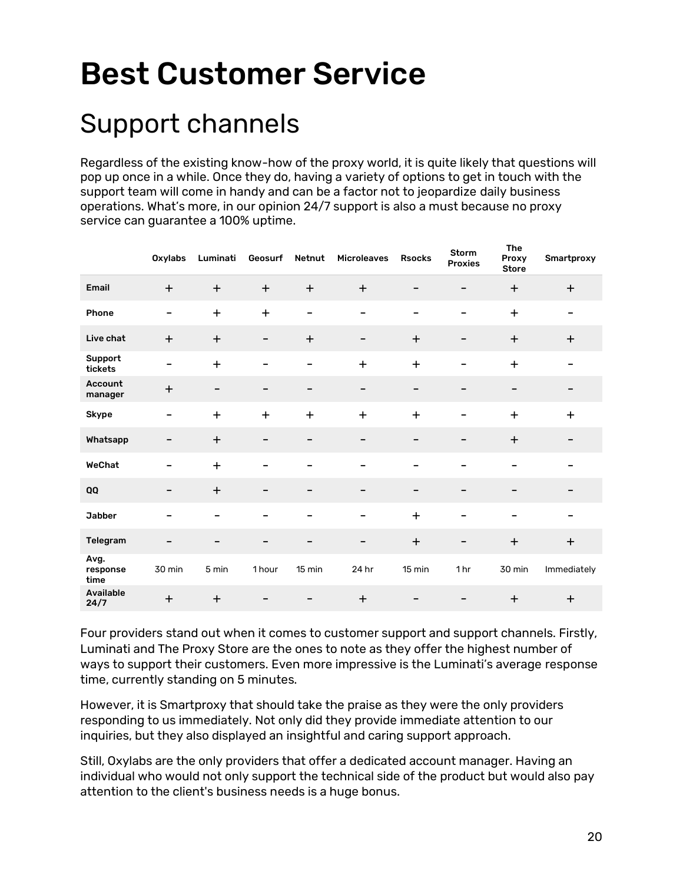# Best Customer Service

## Support channels

Regardless of the existing know-how of the proxy world, it is quite likely that questions will pop up once in a while. Once they do, having a variety of options to get in touch with the support team will come in handy and can be a factor not to jeopardize daily business operations. What's more, in our opinion 24/7 support is also a must because no proxy service can guarantee a 100% uptime.

| | Oxylabs | Luminati | Geosurf | Netnut | Microleaves | Rsocks | Storm Proxies | The Proxy Store | Smartproxy |
|---|---|---|---|---|---|---|---|---|---|
| **Email** | + | + | + | + | + | – | – | + | + |
| **Phone** | – | + | + | – | – | – | – | + | – |
| **Live chat** | + | + | – | + | – | + | – | + | + |
| **Support tickets** | – | + | – | – | + | + | – | + | – |
| **Account manager** | + | – | – | – | – | – | – | – | – |
| **Skype** | – | + | + | + | + | + | – | + | + |
| **Whatsapp** | – | + | – | – | – | – | – | + | – |
| **WeChat** | – | + | – | – | – | – | – | – | – |
| **QQ** | – | + | – | – | – | – | – | – | – |
| **Jabber** | – | – | – | – | – | + | – | – | – |
| **Telegram** | – | – | – | – | – | + | – | + | + |
| **Avg. response time** | 30 min | 5 min | 1 hour | 15 min | 24 hr | 15 min | 1 hr | 30 min | Immediately |
| **Available 24/7** | + | + | – | – | + | – | – | + | + |

Four providers stand out when it comes to customer support and support channels. Firstly, Luminati and The Proxy Store are the ones to note as they offer the highest number of ways to support their customers. Even more impressive is the Luminati's average response time, currently standing on 5 minutes.

However, it is Smartproxy that should take the praise as they were the only providers responding to us immediately. Not only did they provide immediate attention to our inquiries, but they also displayed an insightful and caring support approach.

Still, Oxylabs are the only providers that offer a dedicated account manager. Having an individual who would not only support the technical side of the product but would also pay attention to the client's business needs is a huge bonus.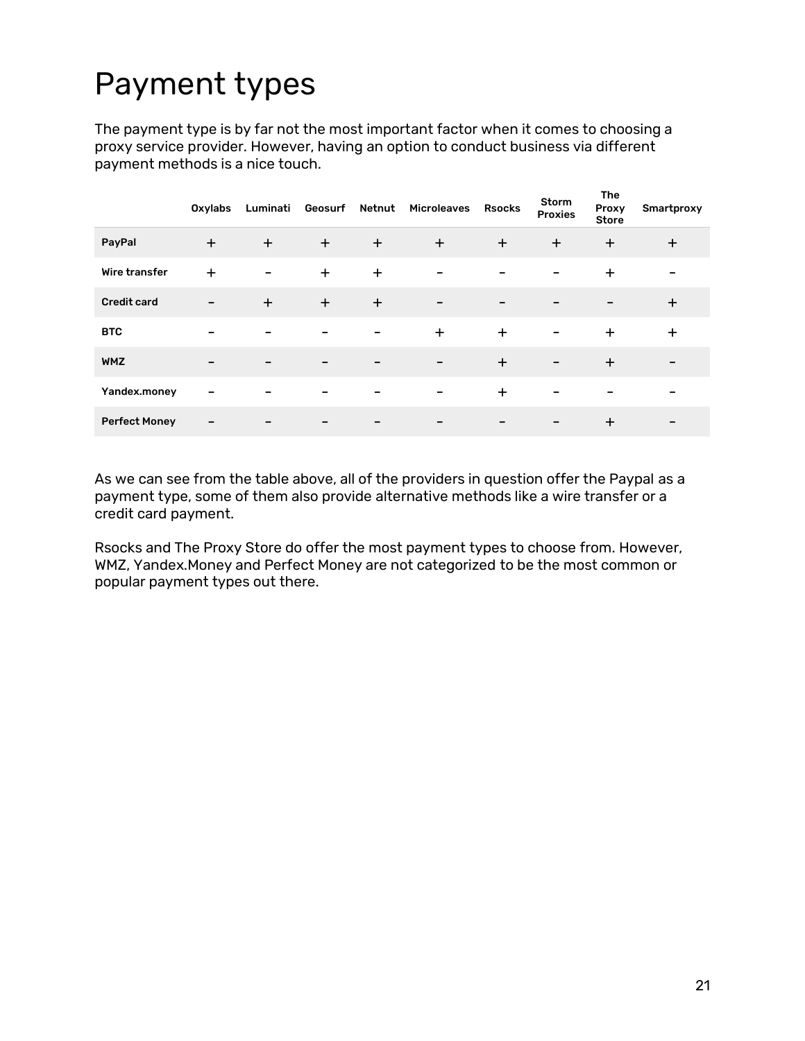# Payment types

The payment type is by far not the most important factor when it comes to choosing a proxy service provider. However, having an option to conduct business via different payment methods is a nice touch.

| | Oxylabs | Luminati | Geosurf | Netnut | Microleaves | Rsocks | Storm Proxies | The Proxy Store | Smartproxy |
|---|---|---|---|---|---|---|---|---|---|
| **PayPal** | + | + | + | + | + | + | + | + | + |
| **Wire transfer** | + | – | + | + | – | – | – | + | – |
| **Credit card** | – | + | + | + | – | – | – | – | + |
| **BTC** | – | – | – | – | + | + | – | + | + |
| **WMZ** | – | – | – | – | – | + | – | + | – |
| **Yandex.money** | – | – | – | – | – | + | – | – | – |
| **Perfect Money** | – | – | – | – | – | – | – | + | – |

As we can see from the table above, all of the providers in question offer the Paypal as a payment type, some of them also provide alternative methods like a wire transfer or a credit card payment.

Rsocks and The Proxy Store do offer the most payment types to choose from. However, WMZ, Yandex.Money and Perfect Money are not categorized to be the most common or popular payment types out there.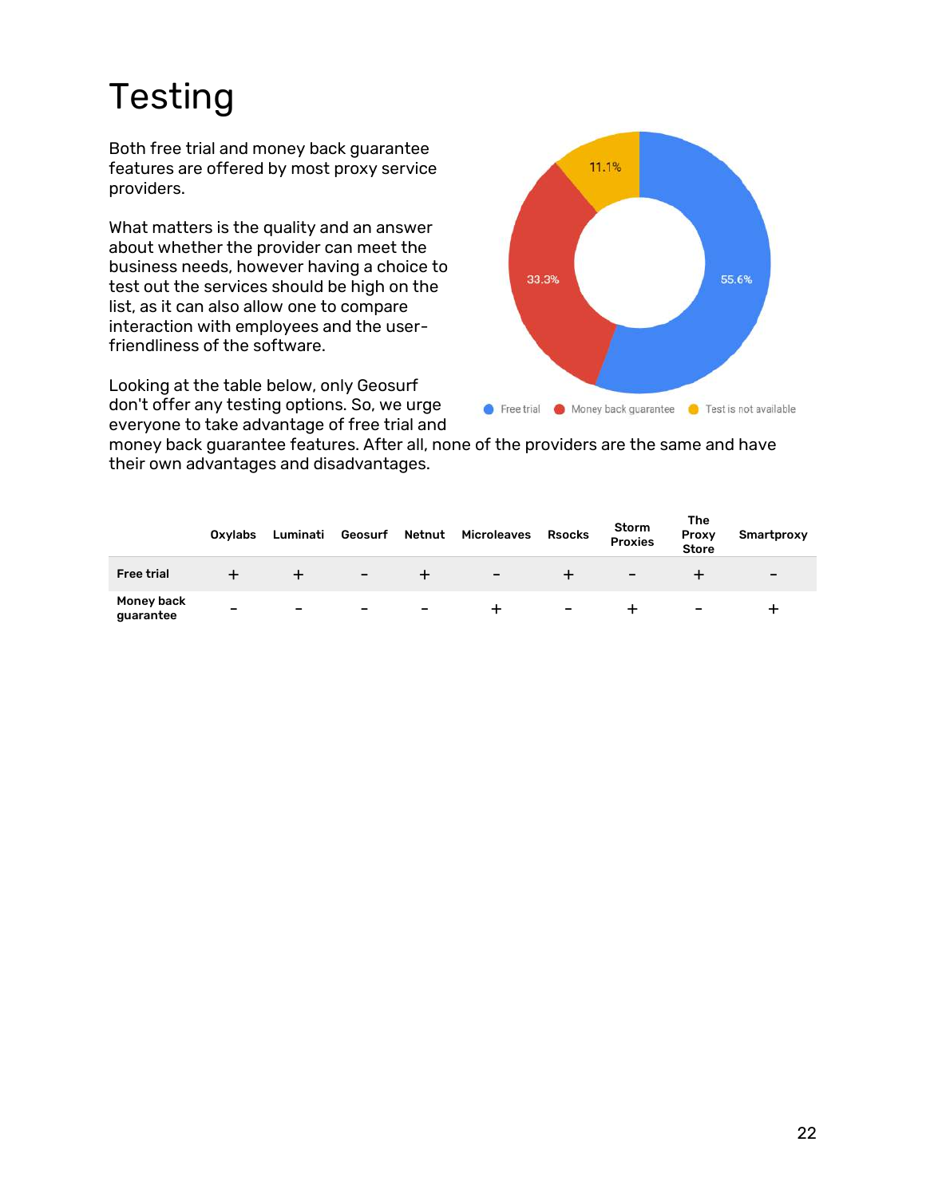# Testing

Both free trial and money back guarantee features are offered by most proxy service providers.

What matters is the quality and an answer about whether the provider can meet the business needs, however having a choice to test out the services should be high on the list, as it can also allow one to compare interaction with employees and the user-friendliness of the software.

Looking at the table below, only Geosurf don't offer any testing options. So, we urge everyone to take advantage of free trial and money back guarantee features. After all, none of the providers are the same and have their own advantages and disadvantages.

55.6%
33.3%
11.1%

Free trial  Money back guarantee  Test is not available

| | Oxylabs | Luminati | Geosurf | Netnut | Microleaves | Rsocks | Storm Proxies | The Proxy Store | Smartproxy |
|---|---|---|---|---|---|---|---|---|---|
| **Free trial** | + | + | - | + | - | + | - | + | - |
| **Money back guarantee** | - | - | - | - | + | - | + | - | + |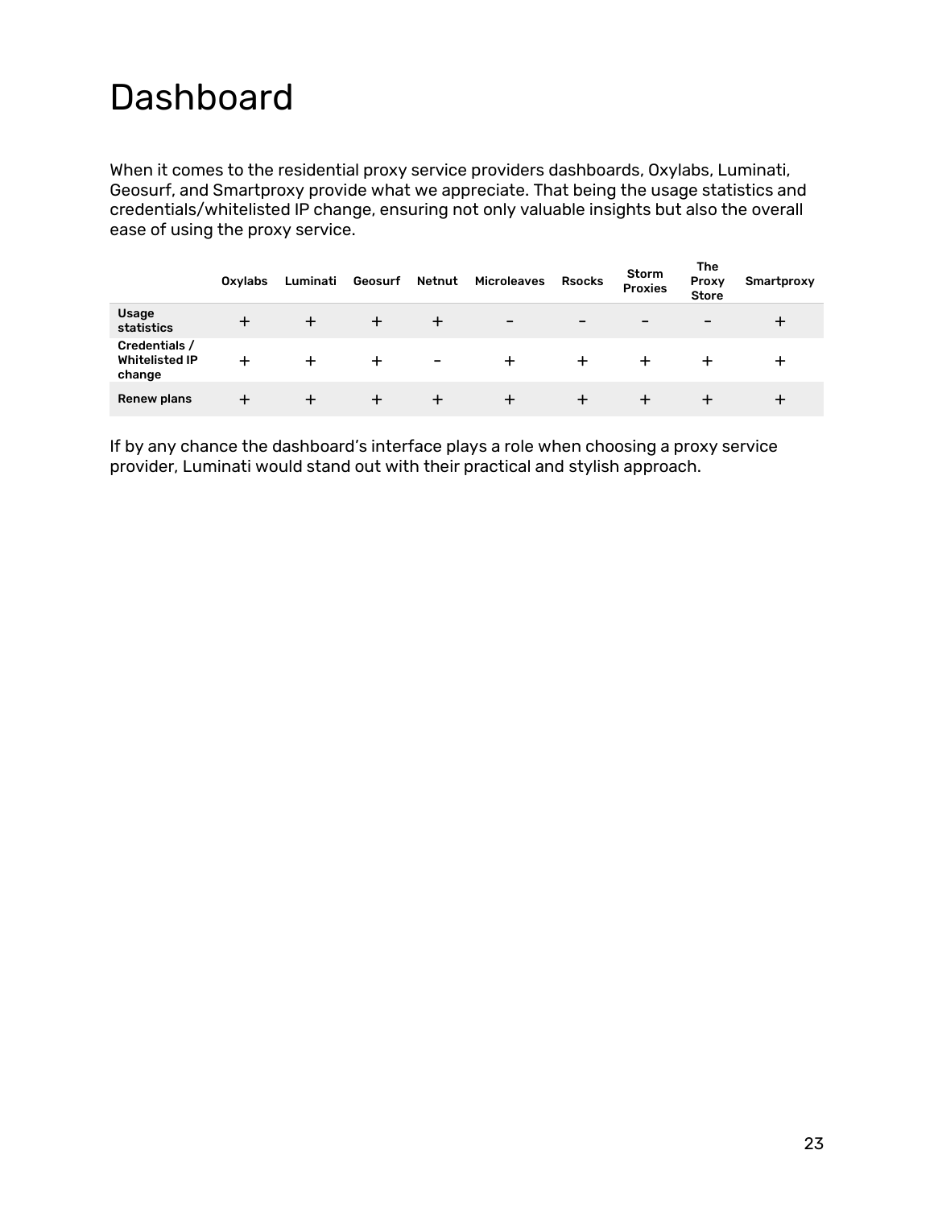# Dashboard

When it comes to the residential proxy service providers dashboards, Oxylabs, Luminati, Geosurf, and Smartproxy provide what we appreciate. That being the usage statistics and credentials/whitelisted IP change, ensuring not only valuable insights but also the overall ease of using the proxy service.

| | Oxylabs | Luminati | Geosurf | Netnut | Microleaves | Rsocks | Storm Proxies | The Proxy Store | Smartproxy |
|---|---|---|---|---|---|---|---|---|---|
| **Usage statistics** | + | + | + | + | – | – | – | – | + |
| **Credentials / Whitelisted IP change** | + | + | + | – | + | + | + | + | + |
| **Renew plans** | + | + | + | + | + | + | + | + | + |

If by any chance the dashboard's interface plays a role when choosing a proxy service provider, Luminati would stand out with their practical and stylish approach.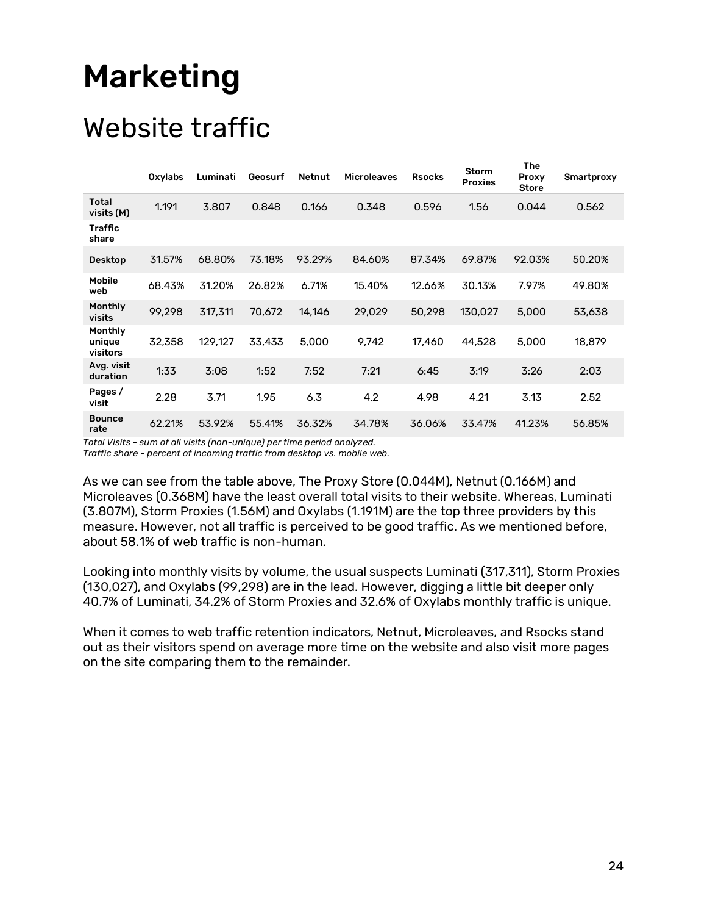# Marketing

## Website traffic

| | Oxylabs | Luminati | Geosurf | Netnut | Microleaves | Rsocks | Storm Proxies | The Proxy Store | Smartproxy |
|---|---|---|---|---|---|---|---|---|---|
| **Total visits (M)** | 1.191 | 3.807 | 0.848 | 0.166 | 0.348 | 0.596 | 1.56 | 0.044 | 0.562 |
| **Traffic share** | | | | | | | | | |
| **Desktop** | 31.57% | 68.80% | 73.18% | 93.29% | 84.60% | 87.34% | 69.87% | 92.03% | 50.20% |
| **Mobile web** | 68.43% | 31.20% | 26.82% | 6.71% | 15.40% | 12.66% | 30.13% | 7.97% | 49.80% |
| **Monthly visits** | 99,298 | 317,311 | 70,672 | 14,146 | 29,029 | 50,298 | 130,027 | 5,000 | 53,638 |
| **Monthly unique visitors** | 32,358 | 129,127 | 33,433 | 5,000 | 9,742 | 17,460 | 44,528 | 5,000 | 18,879 |
| **Avg. visit duration** | 1:33 | 3:08 | 1:52 | 7:52 | 7:21 | 6:45 | 3:19 | 3:26 | 2:03 |
| **Pages / visit** | 2.28 | 3.71 | 1.95 | 6.3 | 4.2 | 4.98 | 4.21 | 3.13 | 2.52 |
| **Bounce rate** | 62.21% | 53.92% | 55.41% | 36.32% | 34.78% | 36.06% | 33.47% | 41.23% | 56.85% |

*Total Visits - sum of all visits (non-unique) per time period analyzed.*
*Traffic share - percent of incoming traffic from desktop vs. mobile web.*

As we can see from the table above, The Proxy Store (0.044M), Netnut (0.166M) and Microleaves (0.368M) have the least overall total visits to their website. Whereas, Luminati (3.807M), Storm Proxies (1.56M) and Oxylabs (1.191M) are the top three providers by this measure. However, not all traffic is perceived to be good traffic. As we mentioned before, about 58.1% of web traffic is non-human.

Looking into monthly visits by volume, the usual suspects Luminati (317,311), Storm Proxies (130,027), and Oxylabs (99,298) are in the lead. However, digging a little bit deeper only 40.7% of Luminati, 34.2% of Storm Proxies and 32.6% of Oxylabs monthly traffic is unique.

When it comes to web traffic retention indicators, Netnut, Microleaves, and Rsocks stand out as their visitors spend on average more time on the website and also visit more pages on the site comparing them to the remainder.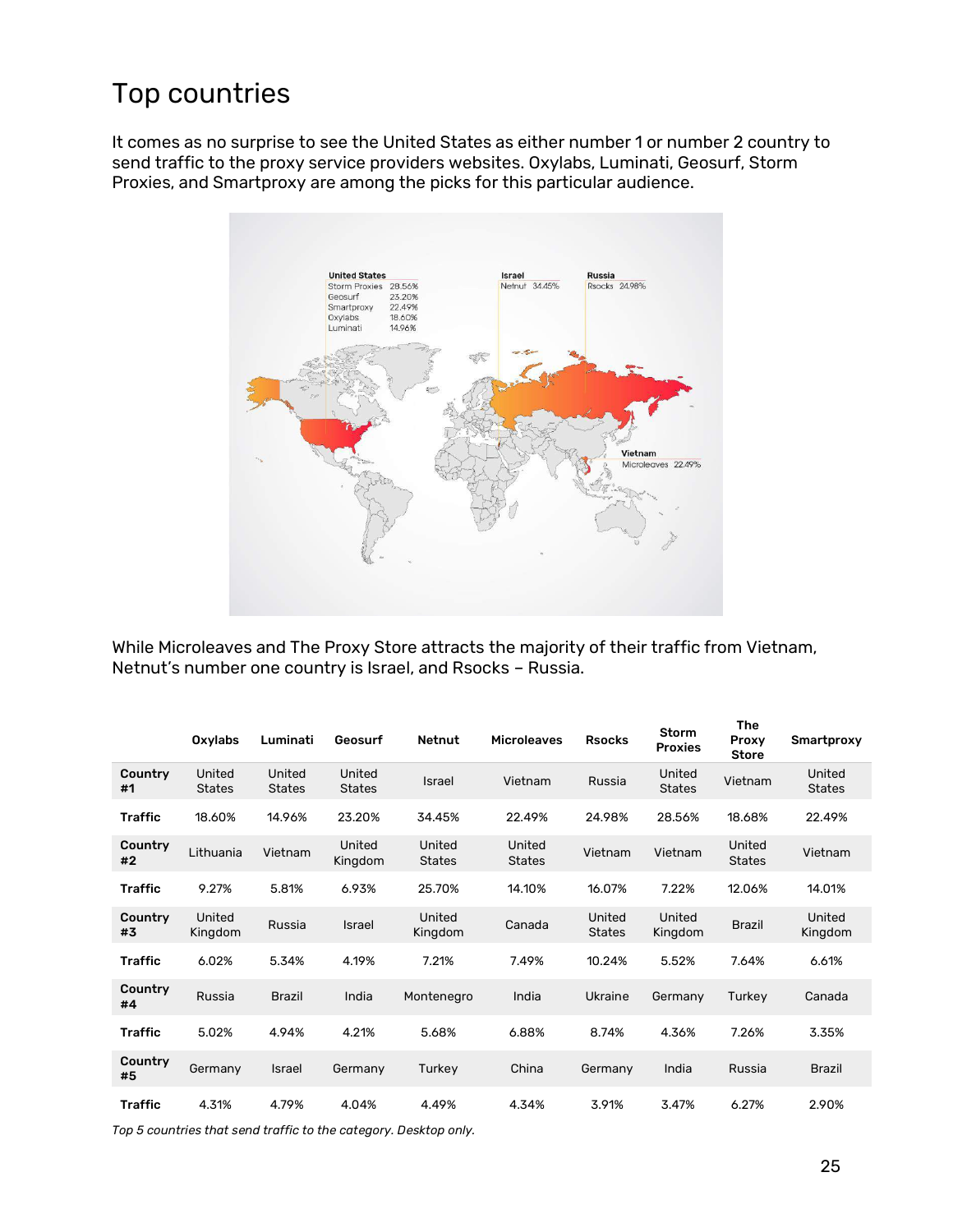# Top countries

It comes as no surprise to see the United States as either number 1 or number 2 country to send traffic to the proxy service providers websites. Oxylabs, Luminati, Geosurf, Storm Proxies, and Smartproxy are among the picks for this particular audience.

While Microleaves and The Proxy Store attracts the majority of their traffic from Vietnam, Netnut's number one country is Israel, and Rsocks – Russia.

| | Oxylabs | Luminati | Geosurf | Netnut | Microleaves | Rsocks | Storm Proxies | The Proxy Store | Smartproxy |
|---|---|---|---|---|---|---|---|---|---|
| **Country #1** | United States | United States | United States | Israel | Vietnam | Russia | United States | Vietnam | United States |
| **Traffic** | 18.60% | 14.96% | 23.20% | 34.45% | 22.49% | 24.98% | 28.56% | 18.68% | 22.49% |
| **Country #2** | Lithuania | Vietnam | United Kingdom | United States | United States | Vietnam | Vietnam | United States | Vietnam |
| **Traffic** | 9.27% | 5.81% | 6.93% | 25.70% | 14.10% | 16.07% | 7.22% | 12.06% | 14.01% |
| **Country #3** | United Kingdom | Russia | Israel | United Kingdom | Canada | United States | United Kingdom | Brazil | United Kingdom |
| **Traffic** | 6.02% | 5.34% | 4.19% | 7.21% | 7.49% | 10.24% | 5.52% | 7.64% | 6.61% |
| **Country #4** | Russia | Brazil | India | Montenegro | India | Ukraine | Germany | Turkey | Canada |
| **Traffic** | 5.02% | 4.94% | 4.21% | 5.68% | 6.88% | 8.74% | 4.36% | 7.26% | 3.35% |
| **Country #5** | Germany | Israel | Germany | Turkey | China | Germany | India | Russia | Brazil |
| **Traffic** | 4.31% | 4.79% | 4.04% | 4.49% | 4.34% | 3.91% | 3.47% | 6.27% | 2.90% |

*Top 5 countries that send traffic to the category. Desktop only.*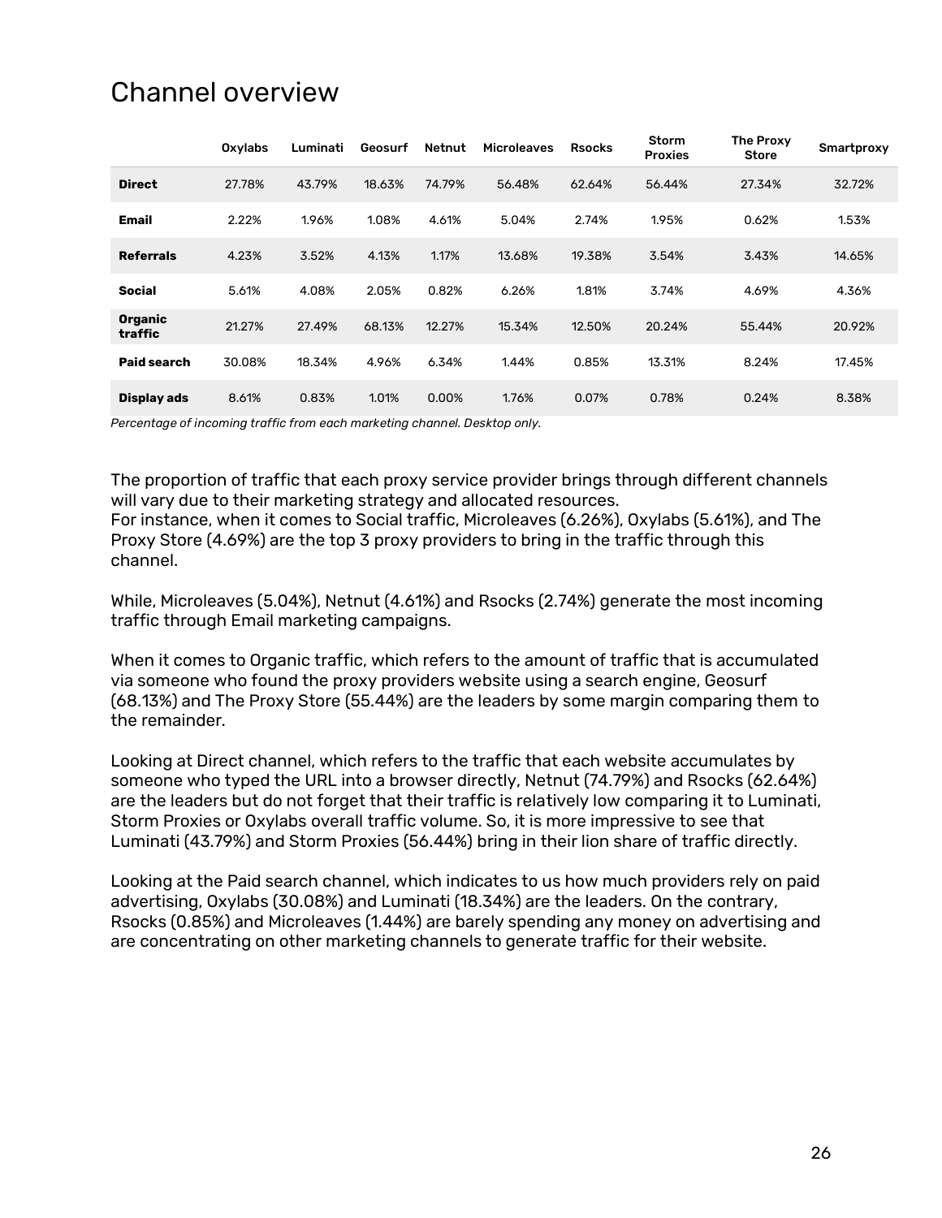# Channel overview

| | Oxylabs | Luminati | Geosurf | Netnut | Microleaves | Rsocks | Storm Proxies | The Proxy Store | Smartproxy |
|---|---|---|---|---|---|---|---|---|---|
| **Direct** | 27.78% | 43.79% | 18.63% | 74.79% | 56.48% | 62.64% | 56.44% | 27.34% | 32.72% |
| **Email** | 2.22% | 1.96% | 1.08% | 4.61% | 5.04% | 2.74% | 1.95% | 0.62% | 1.53% |
| **Referrals** | 4.23% | 3.52% | 4.13% | 1.17% | 13.68% | 19.38% | 3.54% | 3.43% | 14.65% |
| **Social** | 5.61% | 4.08% | 2.05% | 0.82% | 6.26% | 1.81% | 3.74% | 4.69% | 4.36% |
| **Organic traffic** | 21.27% | 27.49% | 68.13% | 12.27% | 15.34% | 12.50% | 20.24% | 55.44% | 20.92% |
| **Paid search** | 30.08% | 18.34% | 4.96% | 6.34% | 1.44% | 0.85% | 13.31% | 8.24% | 17.45% |
| **Display ads** | 8.61% | 0.83% | 1.01% | 0.00% | 1.76% | 0.07% | 0.78% | 0.24% | 8.38% |

*Percentage of incoming traffic from each marketing channel. Desktop only.*

The proportion of traffic that each proxy service provider brings through different channels will vary due to their marketing strategy and allocated resources.
For instance, when it comes to Social traffic, Microleaves (6.26%), Oxylabs (5.61%), and The Proxy Store (4.69%) are the top 3 proxy providers to bring in the traffic through this channel.

While, Microleaves (5.04%), Netnut (4.61%) and Rsocks (2.74%) generate the most incoming traffic through Email marketing campaigns.

When it comes to Organic traffic, which refers to the amount of traffic that is accumulated via someone who found the proxy providers website using a search engine, Geosurf (68.13%) and The Proxy Store (55.44%) are the leaders by some margin comparing them to the remainder.

Looking at Direct channel, which refers to the traffic that each website accumulates by someone who typed the URL into a browser directly, Netnut (74.79%) and Rsocks (62.64%) are the leaders but do not forget that their traffic is relatively low comparing it to Luminati, Storm Proxies or Oxylabs overall traffic volume. So, it is more impressive to see that Luminati (43.79%) and Storm Proxies (56.44%) bring in their lion share of traffic directly.

Looking at the Paid search channel, which indicates to us how much providers rely on paid advertising, Oxylabs (30.08%) and Luminati (18.34%) are the leaders. On the contrary, Rsocks (0.85%) and Microleaves (1.44%) are barely spending any money on advertising and are concentrating on other marketing channels to generate traffic for their website.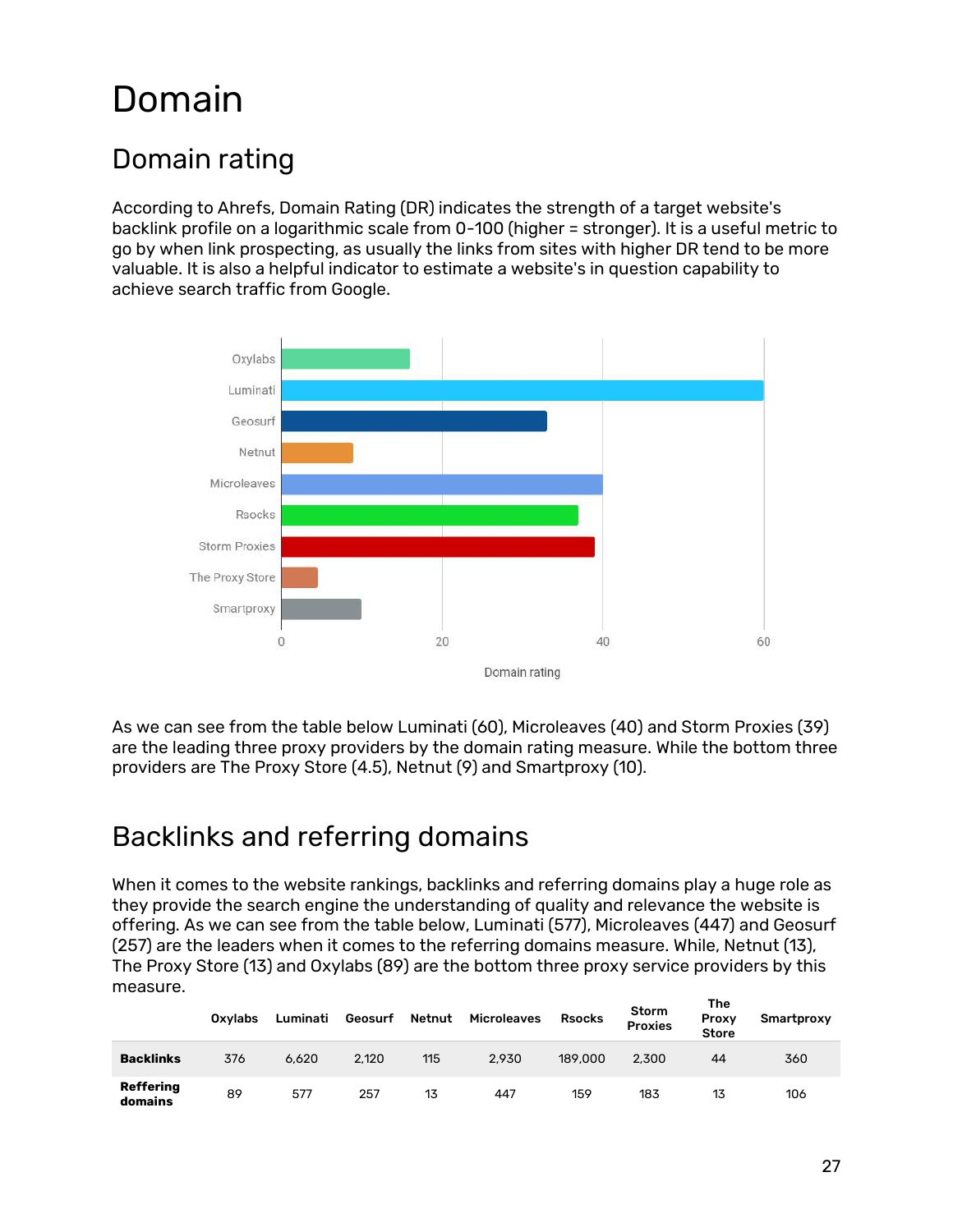# Domain

## Domain rating

According to Ahrefs, Domain Rating (DR) indicates the strength of a target website's backlink profile on a logarithmic scale from 0-100 (higher = stronger). It is a useful metric to go by when link prospecting, as usually the links from sites with higher DR tend to be more valuable. It is also a helpful indicator to estimate a website's in question capability to achieve search traffic from Google.

As we can see from the table below Luminati (60), Microleaves (40) and Storm Proxies (39) are the leading three proxy providers by the domain rating measure. While the bottom three providers are The Proxy Store (4.5), Netnut (9) and Smartproxy (10).

## Backlinks and referring domains

When it comes to the website rankings, backlinks and referring domains play a huge role as they provide the search engine the understanding of quality and relevance the website is offering. As we can see from the table below, Luminati (577), Microleaves (447) and Geosurf (257) are the leaders when it comes to the referring domains measure. While, Netnut (13), The Proxy Store (13) and Oxylabs (89) are the bottom three proxy service providers by this measure.

| | Oxylabs | Luminati | Geosurf | Netnut | Microleaves | Rsocks | Storm Proxies | The Proxy Store | Smartproxy |
|---|---|---|---|---|---|---|---|---|---|
| **Backlinks** | 376 | 6,620 | 2,120 | 115 | 2,930 | 189,000 | 2,300 | 44 | 360 |
| **Reffering domains** | 89 | 577 | 257 | 13 | 447 | 159 | 183 | 13 | 106 |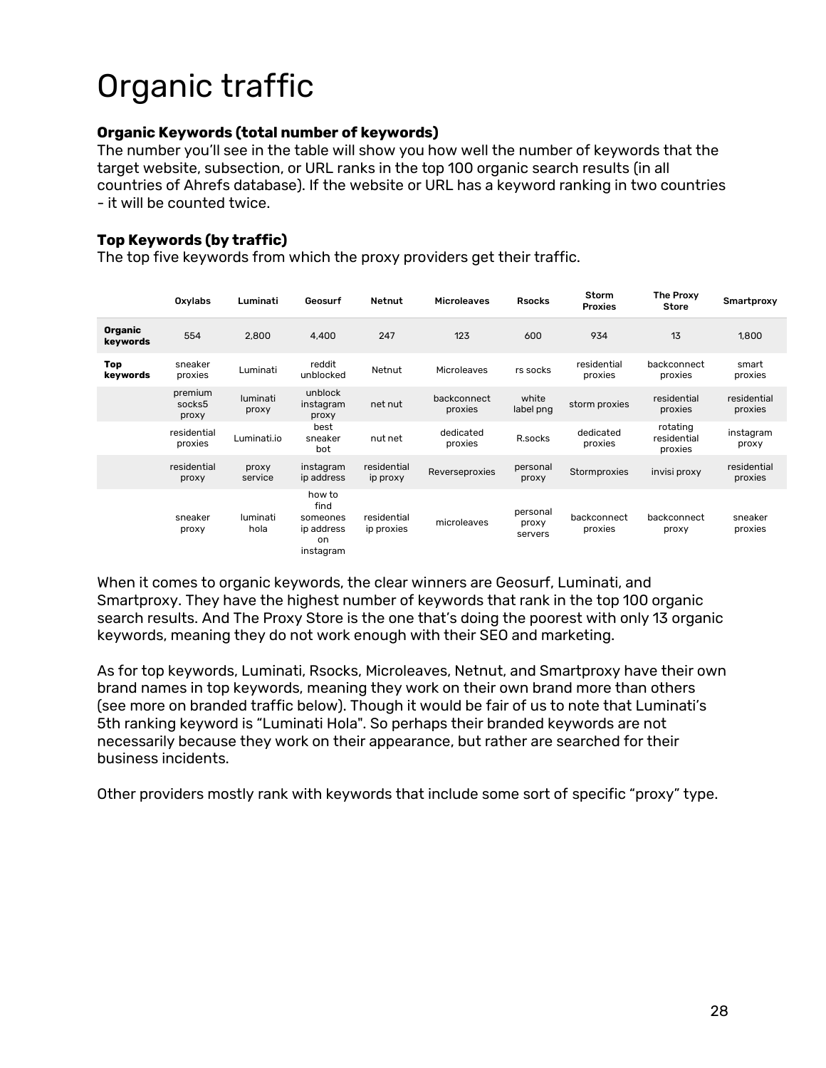# Organic traffic

**Organic Keywords (total number of keywords)**
The number you'll see in the table will show you how well the number of keywords that the target website, subsection, or URL ranks in the top 100 organic search results (in all countries of Ahrefs database). If the website or URL has a keyword ranking in two countries - it will be counted twice.

**Top Keywords (by traffic)**
The top five keywords from which the proxy providers get their traffic.

| | Oxylabs | Luminati | Geosurf | Netnut | Microleaves | Rsocks | Storm Proxies | The Proxy Store | Smartproxy |
|---|---|---|---|---|---|---|---|---|---|
| **Organic keywords** | 554 | 2,800 | 4,400 | 247 | 123 | 600 | 934 | 13 | 1,800 |
| **Top keywords** | sneaker proxies | Luminati | reddit unblocked | Netnut | Microleaves | rs socks | residential proxies | backconnect proxies | smart proxies |
| | premium socks5 proxy | luminati proxy | unblock instagram proxy | net nut | backconnect proxies | white label png | storm proxies | residential proxies | residential proxies |
| | residential proxies | Luminati.io | best sneaker bot | nut net | dedicated proxies | R.socks | dedicated proxies | rotating residential proxies | instagram proxy |
| | residential proxy | proxy service | instagram ip address | residential ip proxy | Reverseproxies | personal proxy | Stormproxies | invisi proxy | residential proxies |
| | sneaker proxy | luminati hola | how to find someones ip address on instagram | residential ip proxies | microleaves | personal proxy servers | backconnect proxies | backconnect proxy | sneaker proxies |

When it comes to organic keywords, the clear winners are Geosurf, Luminati, and Smartproxy. They have the highest number of keywords that rank in the top 100 organic search results. And The Proxy Store is the one that's doing the poorest with only 13 organic keywords, meaning they do not work enough with their SEO and marketing.

As for top keywords, Luminati, Rsocks, Microleaves, Netnut, and Smartproxy have their own brand names in top keywords, meaning they work on their own brand more than others (see more on branded traffic below). Though it would be fair of us to note that Luminati's 5th ranking keyword is "Luminati Hola". So perhaps their branded keywords are not necessarily because they work on their appearance, but rather are searched for their business incidents.

Other providers mostly rank with keywords that include some sort of specific "proxy" type.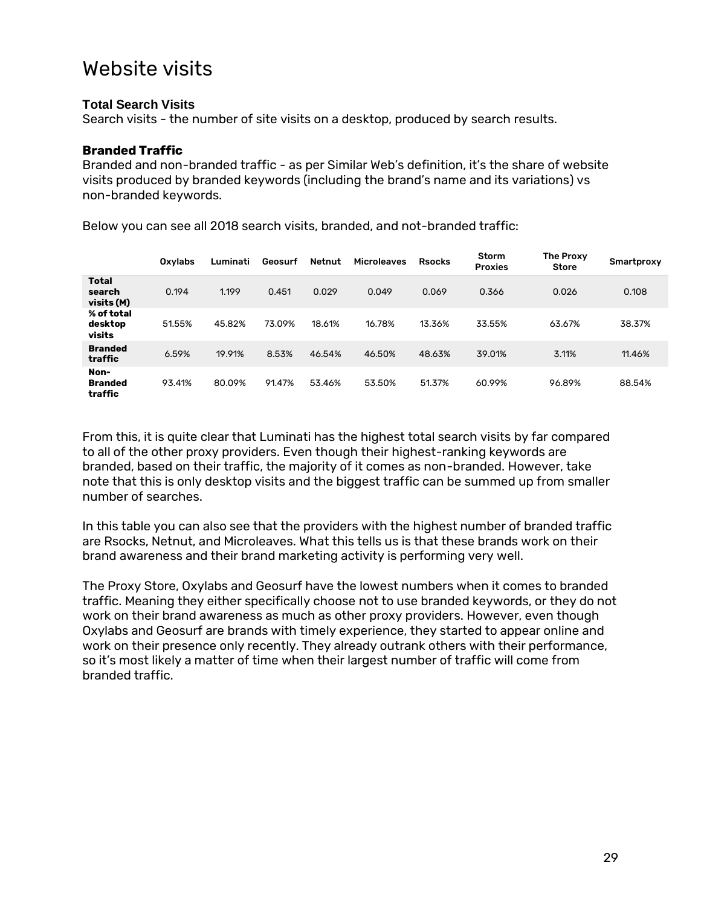# Website visits

**Total Search Visits**
Search visits - the number of site visits on a desktop, produced by search results.

**Branded Traffic**
Branded and non-branded traffic - as per Similar Web's definition, it's the share of website visits produced by branded keywords (including the brand's name and its variations) vs non-branded keywords.

Below you can see all 2018 search visits, branded, and not-branded traffic:

| | Oxylabs | Luminati | Geosurf | Netnut | Microleaves | Rsocks | Storm Proxies | The Proxy Store | Smartproxy |
|---|---|---|---|---|---|---|---|---|---|
| **Total search visits (M)** | 0.194 | 1.199 | 0.451 | 0.029 | 0.049 | 0.069 | 0.366 | 0.026 | 0.108 |
| **% of total desktop visits** | 51.55% | 45.82% | 73.09% | 18.61% | 16.78% | 13.36% | 33.55% | 63.67% | 38.37% |
| **Branded traffic** | 6.59% | 19.91% | 8.53% | 46.54% | 46.50% | 48.63% | 39.01% | 3.11% | 11.46% |
| **Non-Branded traffic** | 93.41% | 80.09% | 91.47% | 53.46% | 53.50% | 51.37% | 60.99% | 96.89% | 88.54% |

From this, it is quite clear that Luminati has the highest total search visits by far compared to all of the other proxy providers. Even though their highest-ranking keywords are branded, based on their traffic, the majority of it comes as non-branded. However, take note that this is only desktop visits and the biggest traffic can be summed up from smaller number of searches.

In this table you can also see that the providers with the highest number of branded traffic are Rsocks, Netnut, and Microleaves. What this tells us is that these brands work on their brand awareness and their brand marketing activity is performing very well.

The Proxy Store, Oxylabs and Geosurf have the lowest numbers when it comes to branded traffic. Meaning they either specifically choose not to use branded keywords, or they do not work on their brand awareness as much as other proxy providers. However, even though Oxylabs and Geosurf are brands with timely experience, they started to appear online and work on their presence only recently. They already outrank others with their performance, so it's most likely a matter of time when their largest number of traffic will come from branded traffic.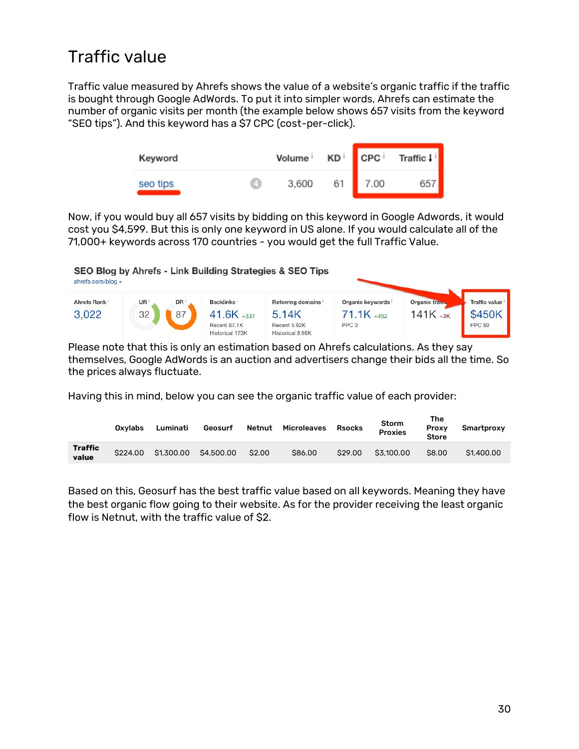## Traffic value

Traffic value measured by Ahrefs shows the value of a website's organic traffic if the traffic is bought through Google AdWords. To put it into simpler words, Ahrefs can estimate the number of organic visits per month (the example below shows 657 visits from the keyword "SEO tips"). And this keyword has a $7 CPC (cost-per-click).

| Keyword | Volume | KD | CPC | Traffic |
|---|---|---|---|---|
| seo tips | 3,600 | 61 | 7.00 | 657 |

Now, if you would buy all 657 visits by bidding on this keyword in Google Adwords, it would cost you $4,599. But this is only one keyword in US alone. If you would calculate all of the 71,000+ keywords across 170 countries - you would get the full Traffic Value.

**SEO Blog by Ahrefs - Link Building Strategies & SEO Tips**
ahrefs.com/blog

| Ahrefs Rank | UR | DR | Backlinks | Referring domains | Organic keywords | Organic traffic | Traffic value |
|---|---|---|---|---|---|---|---|
| 3,022 | 32 | 87 | 41.6K +337<br>Recent 67.1K<br>Historical 173K | 5.14K<br>Recent 5.92K<br>Historical 8.98K | 71.1K +452<br>PPC 0 | 141K -3K | $450K<br>PPC $0 |

Please note that this is only an estimation based on Ahrefs calculations. As they say themselves, Google AdWords is an auction and advertisers change their bids all the time. So the prices always fluctuate.

Having this in mind, below you can see the organic traffic value of each provider:

| | Oxylabs | Luminati | Geosurf | Netnut | Microleaves | Rsocks | Storm Proxies | The Proxy Store | Smartproxy |
|---|---|---|---|---|---|---|---|---|---|
| **Traffic value** | $224.00 | $1,300.00 | $4,500.00 | $2.00 | $86.00 | $29.00 | $3,100.00 | $8.00 | $1,400.00 |

Based on this, Geosurf has the best traffic value based on all keywords. Meaning they have the best organic flow going to their website. As for the provider receiving the least organic flow is Netnut, with the traffic value of $2.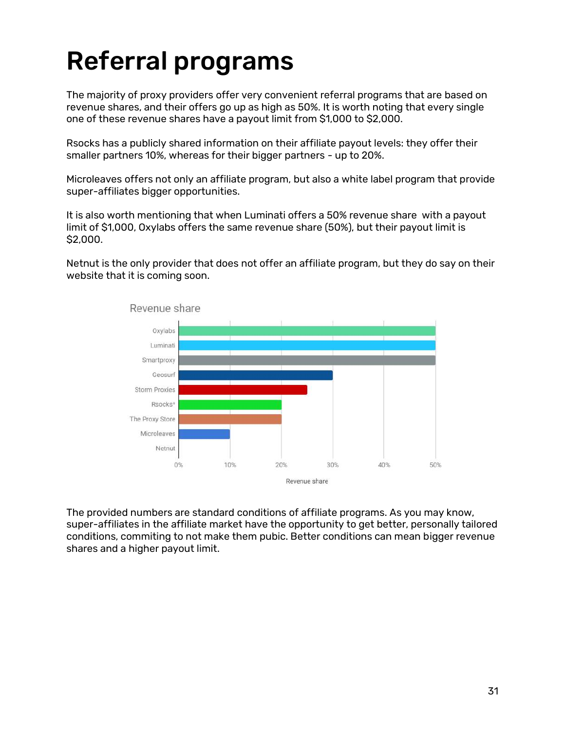# Referral programs

The majority of proxy providers offer very convenient referral programs that are based on revenue shares, and their offers go up as high as 50%. It is worth noting that every single one of these revenue shares have a payout limit from $1,000 to $2,000.

Rsocks has a publicly shared information on their affiliate payout levels: they offer their smaller partners 10%, whereas for their bigger partners - up to 20%.

Microleaves offers not only an affiliate program, but also a white label program that provide super-affiliates bigger opportunities.

It is also worth mentioning that when Luminati offers a 50% revenue share with a payout limit of $1,000, Oxylabs offers the same revenue share (50%), but their payout limit is $2,000.

Netnut is the only provider that does not offer an affiliate program, but they do say on their website that it is coming soon.

The provided numbers are standard conditions of affiliate programs. As you may know, super-affiliates in the affiliate market have the opportunity to get better, personally tailored conditions, commiting to not make them pubic. Better conditions can mean bigger revenue shares and a higher payout limit.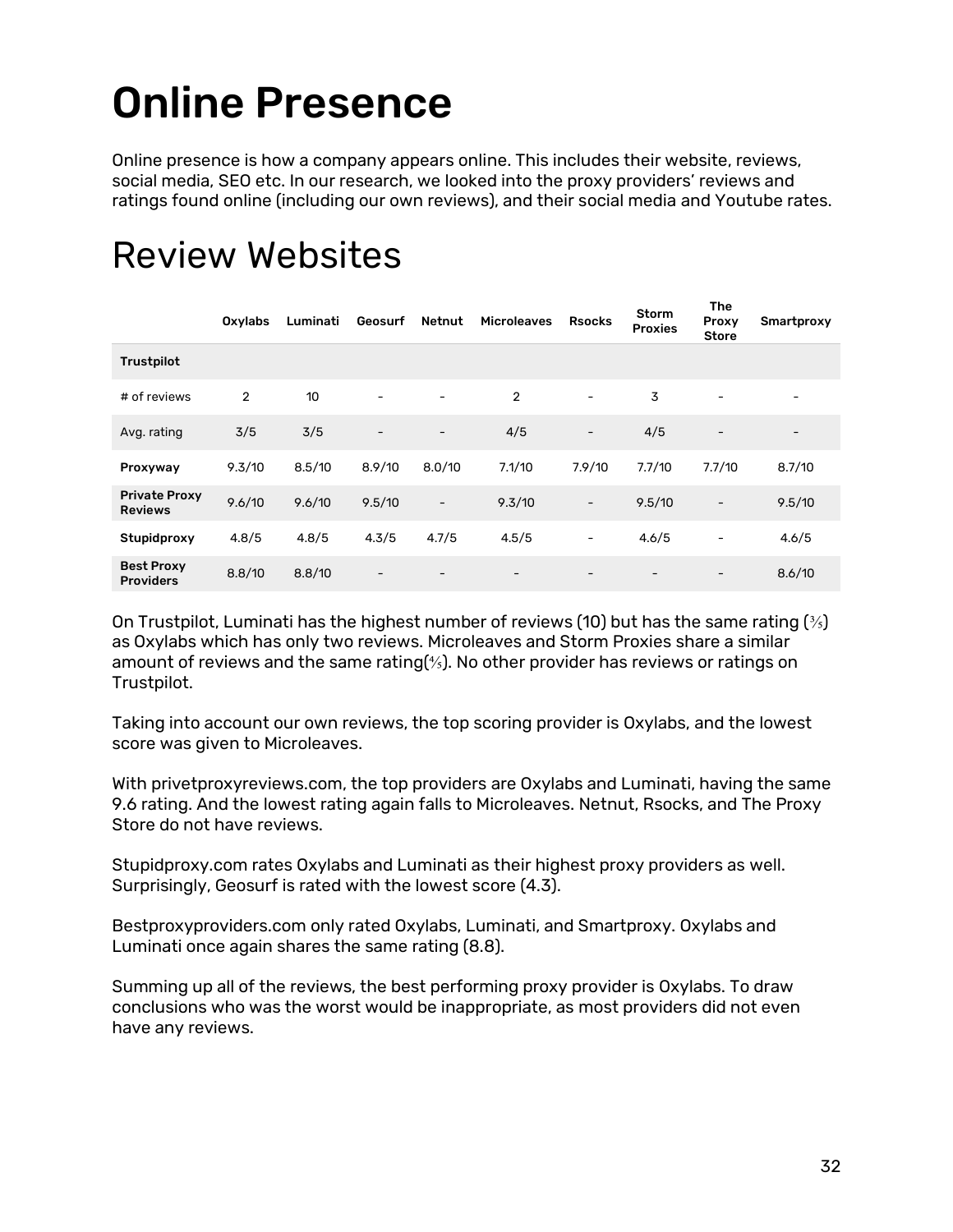# Online Presence

Online presence is how a company appears online. This includes their website, reviews, social media, SEO etc. In our research, we looked into the proxy providers' reviews and ratings found online (including our own reviews), and their social media and Youtube rates.

# Review Websites

| | Oxylabs | Luminati | Geosurf | Netnut | Microleaves | Rsocks | Storm Proxies | The Proxy Store | Smartproxy |
|---|---|---|---|---|---|---|---|---|---|
| **Trustpilot** | | | | | | | | | |
| # of reviews | 2 | 10 | - | - | 2 | - | 3 | - | - |
| Avg. rating | 3/5 | 3/5 | - | - | 4/5 | - | 4/5 | - | - |
| **Proxyway** | 9.3/10 | 8.5/10 | 8.9/10 | 8.0/10 | 7.1/10 | 7.9/10 | 7.7/10 | 7.7/10 | 8.7/10 |
| **Private Proxy Reviews** | 9.6/10 | 9.6/10 | 9.5/10 | - | 9.3/10 | - | 9.5/10 | - | 9.5/10 |
| **Stupidproxy** | 4.8/5 | 4.8/5 | 4.3/5 | 4.7/5 | 4.5/5 | - | 4.6/5 | - | 4.6/5 |
| **Best Proxy Providers** | 8.8/10 | 8.8/10 | - | - | - | - | - | - | 8.6/10 |

On Trustpilot, Luminati has the highest number of reviews (10) but has the same rating (3/5) as Oxylabs which has only two reviews. Microleaves and Storm Proxies share a similar amount of reviews and the same rating(4/5). No other provider has reviews or ratings on Trustpilot.

Taking into account our own reviews, the top scoring provider is Oxylabs, and the lowest score was given to Microleaves.

With privetproxyreviews.com, the top providers are Oxylabs and Luminati, having the same 9.6 rating. And the lowest rating again falls to Microleaves. Netnut, Rsocks, and The Proxy Store do not have reviews.

Stupidproxy.com rates Oxylabs and Luminati as their highest proxy providers as well. Surprisingly, Geosurf is rated with the lowest score (4.3).

Bestproxyproviders.com only rated Oxylabs, Luminati, and Smartproxy. Oxylabs and Luminati once again shares the same rating (8.8).

Summing up all of the reviews, the best performing proxy provider is Oxylabs. To draw conclusions who was the worst would be inappropriate, as most providers did not even have any reviews.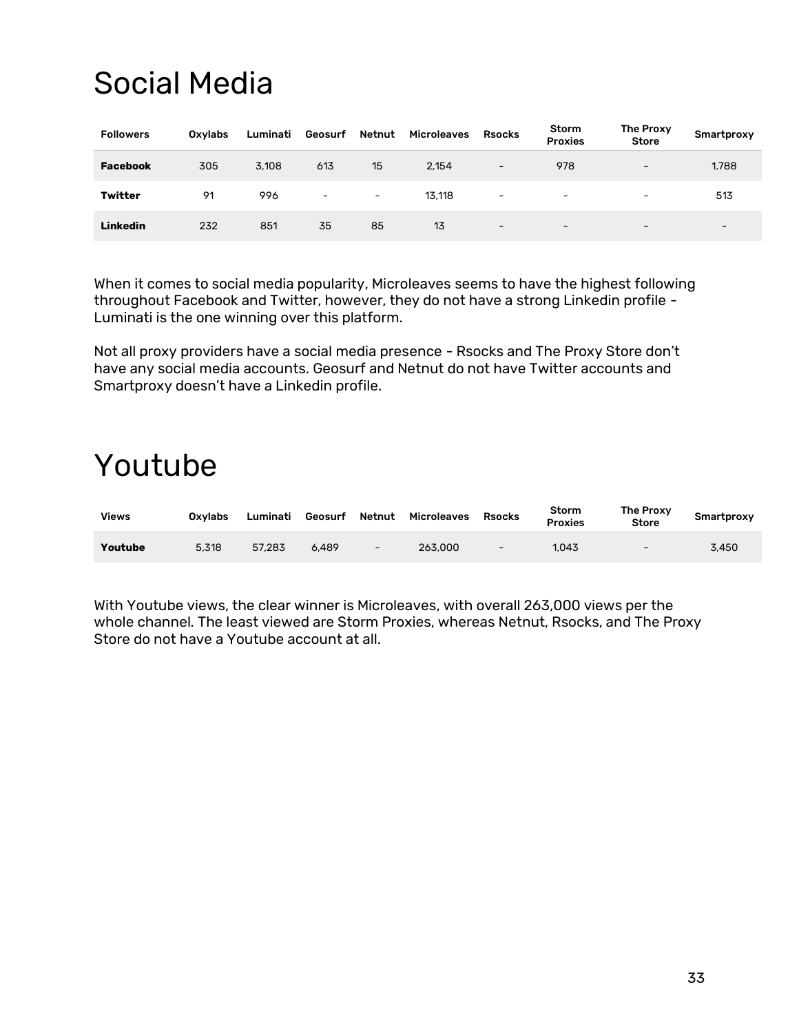# Social Media

| Followers | Oxylabs | Luminati | Geosurf | Netnut | Microleaves | Rsocks | Storm Proxies | The Proxy Store | Smartproxy |
|---|---|---|---|---|---|---|---|---|---|
| **Facebook** | 305 | 3,108 | 613 | 15 | 2,154 | - | 978 | - | 1,788 |
| **Twitter** | 91 | 996 | - | - | 13,118 | - | - | - | 513 |
| **Linkedin** | 232 | 851 | 35 | 85 | 13 | - | - | - | - |

When it comes to social media popularity, Microleaves seems to have the highest following throughout Facebook and Twitter, however, they do not have a strong Linkedin profile - Luminati is the one winning over this platform.

Not all proxy providers have a social media presence - Rsocks and The Proxy Store don't have any social media accounts. Geosurf and Netnut do not have Twitter accounts and Smartproxy doesn't have a Linkedin profile.

# Youtube

| Views | Oxylabs | Luminati | Geosurf | Netnut | Microleaves | Rsocks | Storm Proxies | The Proxy Store | Smartproxy |
|---|---|---|---|---|---|---|---|---|---|
| **Youtube** | 5,318 | 57,283 | 6,489 | - | 263,000 | - | 1,043 | - | 3,450 |

With Youtube views, the clear winner is Microleaves, with overall 263,000 views per the whole channel. The least viewed are Storm Proxies, whereas Netnut, Rsocks, and The Proxy Store do not have a Youtube account at all.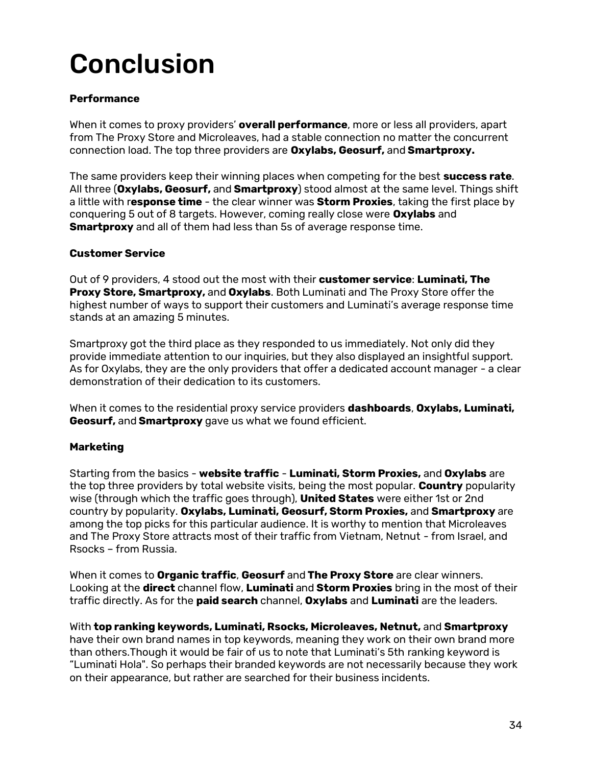# Conclusion

**Performance**

When it comes to proxy providers' **overall performance**, more or less all providers, apart from The Proxy Store and Microleaves, had a stable connection no matter the concurrent connection load. The top three providers are **Oxylabs, Geosurf,** and **Smartproxy.**

The same providers keep their winning places when competing for the best **success rate**. All three (**Oxylabs, Geosurf,** and **Smartproxy**) stood almost at the same level. Things shift a little with r**esponse time** - the clear winner was **Storm Proxies**, taking the first place by conquering 5 out of 8 targets. However, coming really close were **Oxylabs** and **Smartproxy** and all of them had less than 5s of average response time.

**Customer Service**

Out of 9 providers, 4 stood out the most with their **customer service**: **Luminati, The Proxy Store, Smartproxy,** and **Oxylabs**. Both Luminati and The Proxy Store offer the highest number of ways to support their customers and Luminati's average response time stands at an amazing 5 minutes.

Smartproxy got the third place as they responded to us immediately. Not only did they provide immediate attention to our inquiries, but they also displayed an insightful support. As for Oxylabs, they are the only providers that offer a dedicated account manager - a clear demonstration of their dedication to its customers.

When it comes to the residential proxy service providers **dashboards**, **Oxylabs, Luminati, Geosurf,** and **Smartproxy** gave us what we found efficient.

**Marketing**

Starting from the basics - **website traffic** - **Luminati, Storm Proxies,** and **Oxylabs** are the top three providers by total website visits, being the most popular. **Country** popularity wise (through which the traffic goes through), **United States** were either 1st or 2nd country by popularity. **Oxylabs, Luminati, Geosurf, Storm Proxies,** and **Smartproxy** are among the top picks for this particular audience. It is worthy to mention that Microleaves and The Proxy Store attracts most of their traffic from Vietnam, Netnut - from Israel, and Rsocks – from Russia.

When it comes to **Organic traffic**, **Geosurf** and **The Proxy Store** are clear winners. Looking at the **direct** channel flow, **Luminati** and **Storm Proxies** bring in the most of their traffic directly. As for the **paid search** channel, **Oxylabs** and **Luminati** are the leaders.

With **top ranking keywords, Luminati, Rsocks, Microleaves, Netnut,** and **Smartproxy** have their own brand names in top keywords, meaning they work on their own brand more than others.Though it would be fair of us to note that Luminati's 5th ranking keyword is "Luminati Hola". So perhaps their branded keywords are not necessarily because they work on their appearance, but rather are searched for their business incidents.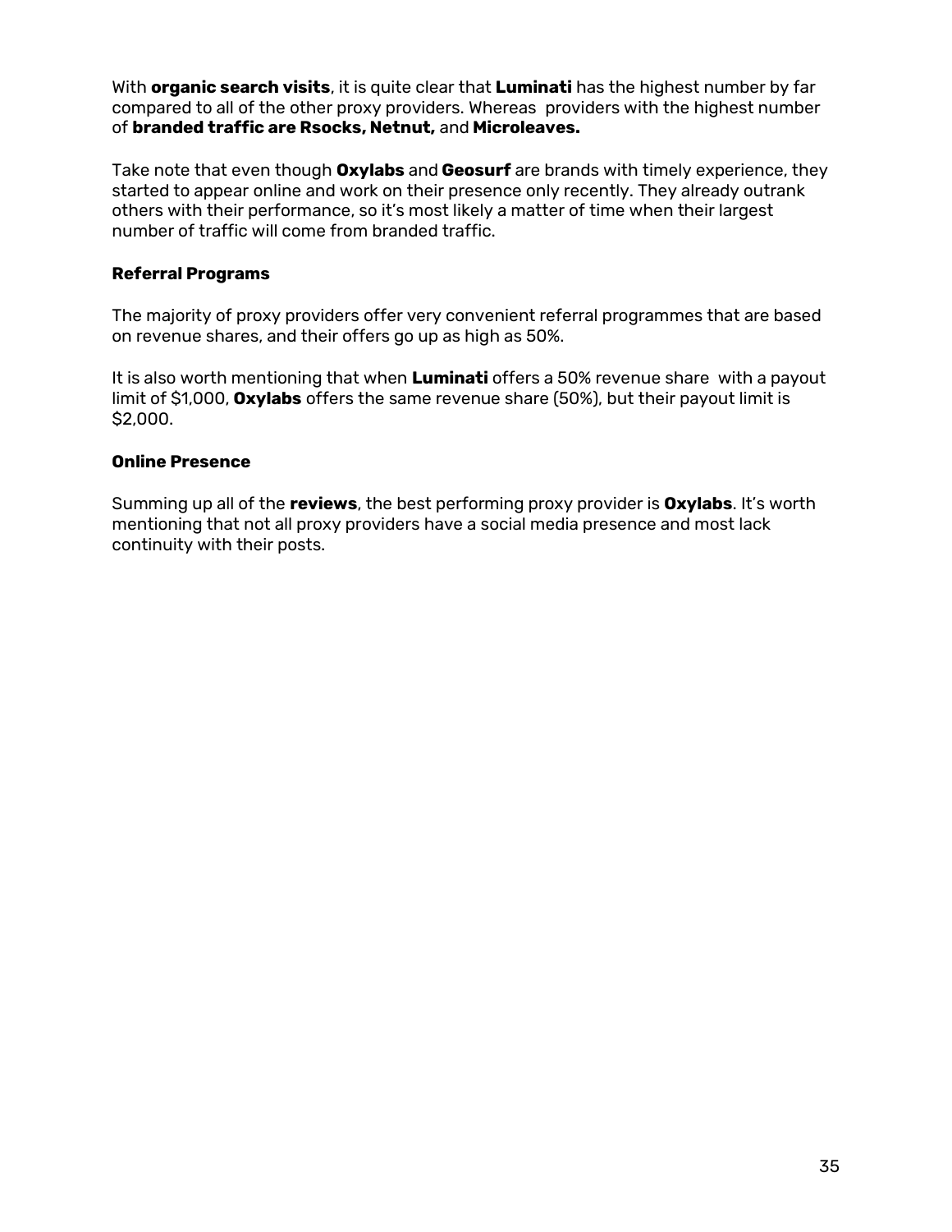With **organic search visits**, it is quite clear that **Luminati** has the highest number by far compared to all of the other proxy providers. Whereas providers with the highest number of **branded traffic are Rsocks, Netnut,** and **Microleaves.**

Take note that even though **Oxylabs** and **Geosurf** are brands with timely experience, they started to appear online and work on their presence only recently. They already outrank others with their performance, so it's most likely a matter of time when their largest number of traffic will come from branded traffic.

### Referral Programs

The majority of proxy providers offer very convenient referral programmes that are based on revenue shares, and their offers go up as high as 50%.

It is also worth mentioning that when **Luminati** offers a 50% revenue share with a payout limit of $1,000, **Oxylabs** offers the same revenue share (50%), but their payout limit is $2,000.

### Online Presence

Summing up all of the **reviews**, the best performing proxy provider is **Oxylabs**. It's worth mentioning that not all proxy providers have a social media presence and most lack continuity with their posts.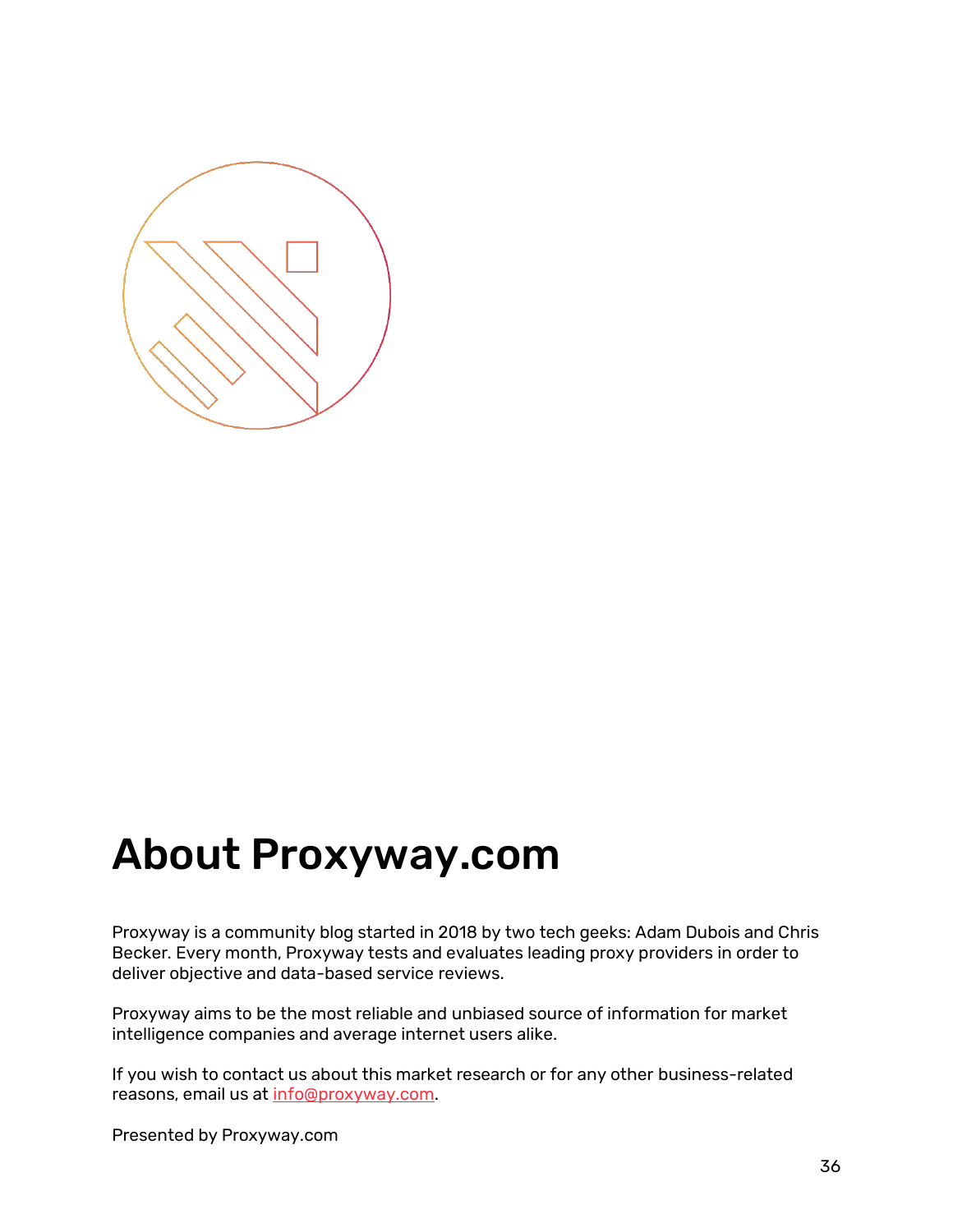# About Proxyway.com

Proxyway is a community blog started in 2018 by two tech geeks: Adam Dubois and Chris Becker. Every month, Proxyway tests and evaluates leading proxy providers in order to deliver objective and data-based service reviews.

Proxyway aims to be the most reliable and unbiased source of information for market intelligence companies and average internet users alike.

If you wish to contact us about this market research or for any other business-related reasons, email us at info@proxyway.com.

Presented by Proxyway.com